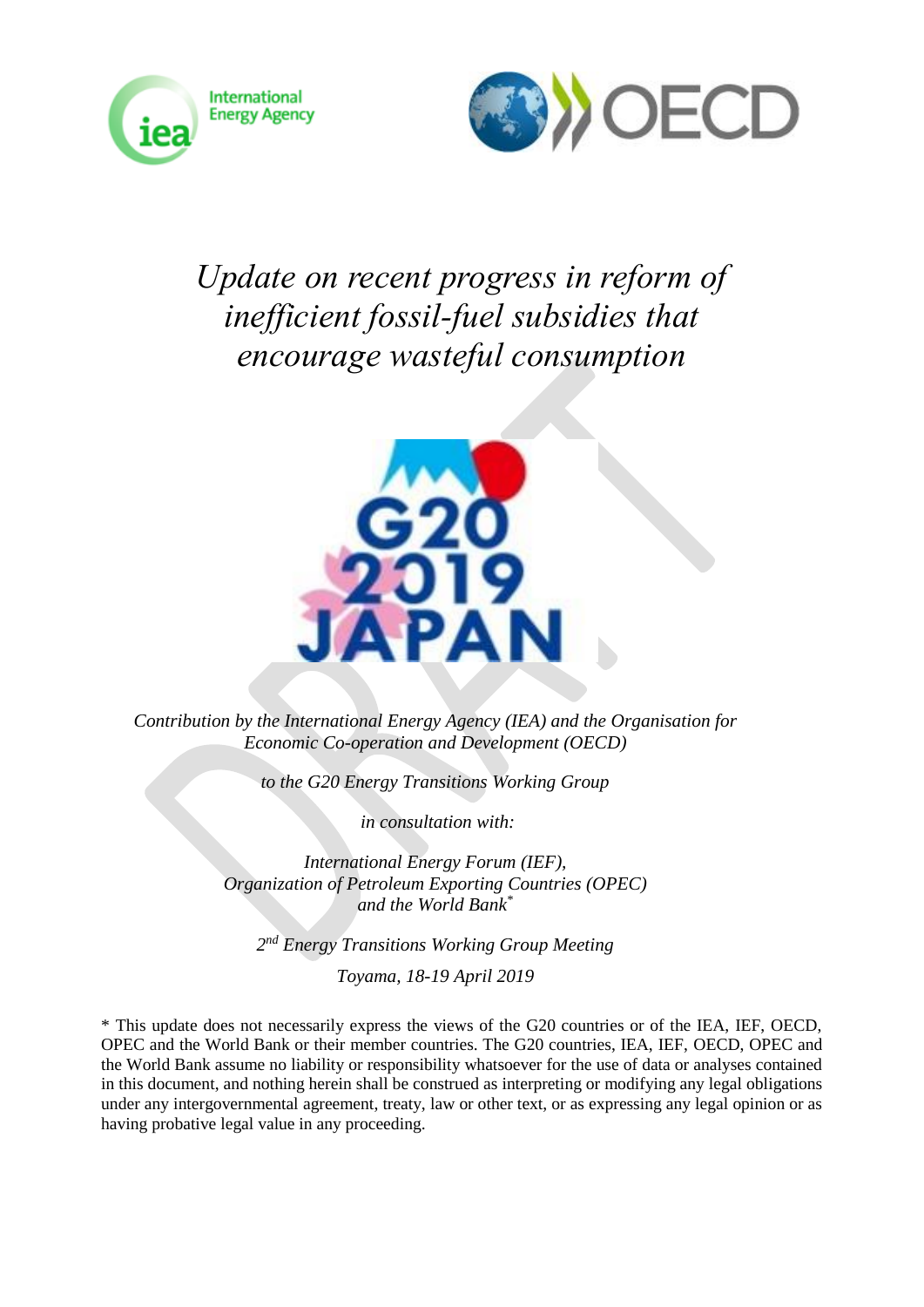# *Update on recent progress in reform of inefficient fossil-fuel subsidies that encourage wasteful consumption*

*Contribution by the International Energy Agency (IEA) and the Organisation for Economic Co-operation and Development (OECD)*

*to the G20 Energy Transitions Working Group*

*in consultation with:*

*International Energy Forum (IEF),*
*Organization of Petroleum Exporting Countries (OPEC)*
*and the World Bank*[*]

*2nd Energy Transitions Working Group Meeting*

*Toyama, 18-19 April 2019*

* This update does not necessarily express the views of the G20 countries or of the IEA, IEF, OECD, OPEC and the World Bank or their member countries. The G20 countries, IEA, IEF, OECD, OPEC and the World Bank assume no liability or responsibility whatsoever for the use of data or analyses contained in this document, and nothing herein shall be construed as interpreting or modifying any legal obligations under any intergovernmental agreement, treaty, law or other text, or as expressing any legal opinion or as having probative legal value in any proceeding.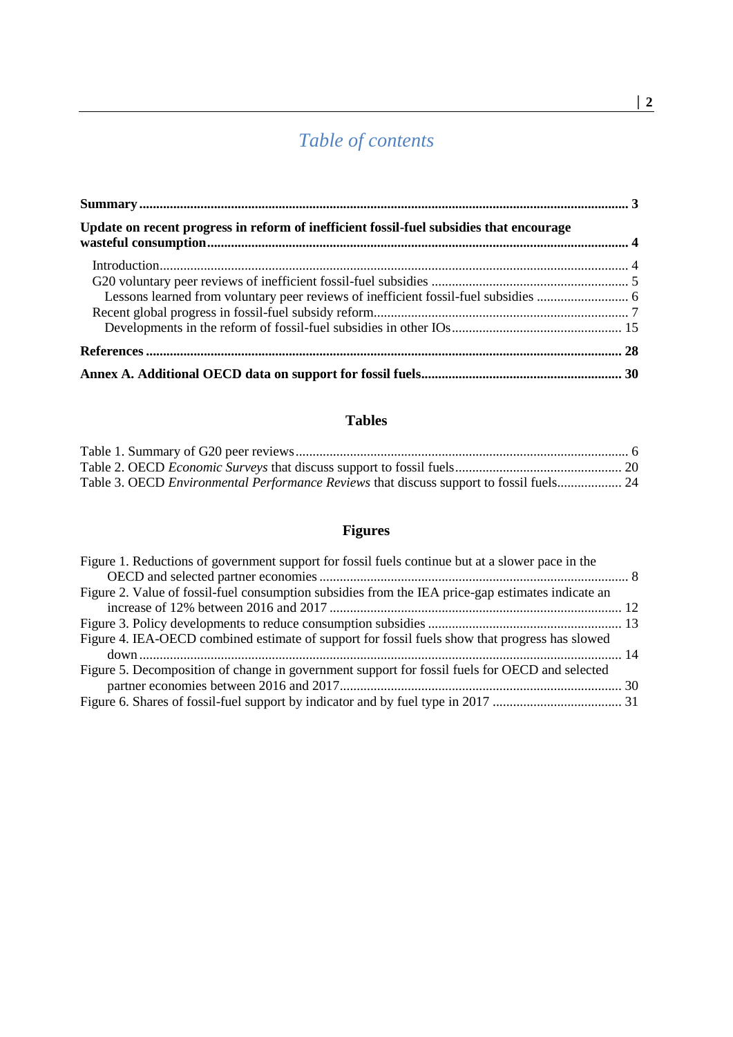# Table of contents

**Summary** .............................................................................................................................. **3**

**Update on recent progress in reform of inefficient fossil-fuel subsidies that encourage wasteful consumption** ............................................................................................................ **4**

- Introduction ......................................................................................................................... 4
- G20 voluntary peer reviews of inefficient fossil-fuel subsidies .......................................................... 5
  - Lessons learned from voluntary peer reviews of inefficient fossil-fuel subsidies ........................... 6
- Recent global progress in fossil-fuel subsidy reform.......................................................................... 7
  - Developments in the reform of fossil-fuel subsidies in other IOs................................................. 15

**References** ........................................................................................................................... **28**

**Annex A. Additional OECD data on support for fossil fuels**........................................................... **30**

## Tables

Table 1. Summary of G20 peer reviews................................................................................................. 6
Table 2. OECD *Economic Surveys* that discuss support to fossil fuels................................................ 20
Table 3. OECD *Environmental Performance Reviews* that discuss support to fossil fuels.................. 24

## Figures

Figure 1. Reductions of government support for fossil fuels continue but at a slower pace in the OECD and selected partner economies ........................................................................................... 8
Figure 2. Value of fossil-fuel consumption subsidies from the IEA price-gap estimates indicate an increase of 12% between 2016 and 2017 ..................................................................................... 12
Figure 3. Policy developments to reduce consumption subsidies ......................................................... 13
Figure 4. IEA-OECD combined estimate of support for fossil fuels show that progress has slowed down ............................................................................................................................................ 14
Figure 5. Decomposition of change in government support for fossil fuels for OECD and selected partner economies between 2016 and 2017.................................................................................. 30
Figure 6. Shares of fossil-fuel support by indicator and by fuel type in 2017 ...................................... 31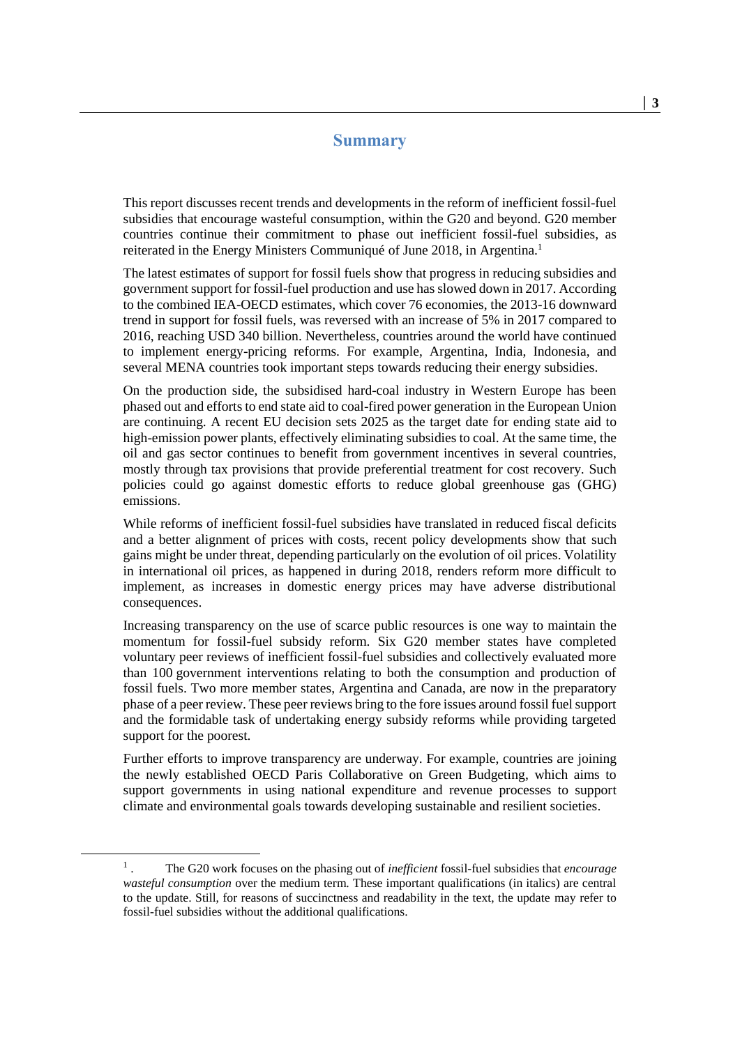# Summary

This report discusses recent trends and developments in the reform of inefficient fossil-fuel subsidies that encourage wasteful consumption, within the G20 and beyond. G20 member countries continue their commitment to phase out inefficient fossil-fuel subsidies, as reiterated in the Energy Ministers Communiqué of June 2018, in Argentina.[1]

The latest estimates of support for fossil fuels show that progress in reducing subsidies and government support for fossil-fuel production and use has slowed down in 2017. According to the combined IEA-OECD estimates, which cover 76 economies, the 2013-16 downward trend in support for fossil fuels, was reversed with an increase of 5% in 2017 compared to 2016, reaching USD 340 billion. Nevertheless, countries around the world have continued to implement energy-pricing reforms. For example, Argentina, India, Indonesia, and several MENA countries took important steps towards reducing their energy subsidies.

On the production side, the subsidised hard-coal industry in Western Europe has been phased out and efforts to end state aid to coal-fired power generation in the European Union are continuing. A recent EU decision sets 2025 as the target date for ending state aid to high-emission power plants, effectively eliminating subsidies to coal. At the same time, the oil and gas sector continues to benefit from government incentives in several countries, mostly through tax provisions that provide preferential treatment for cost recovery. Such policies could go against domestic efforts to reduce global greenhouse gas (GHG) emissions.

While reforms of inefficient fossil-fuel subsidies have translated in reduced fiscal deficits and a better alignment of prices with costs, recent policy developments show that such gains might be under threat, depending particularly on the evolution of oil prices. Volatility in international oil prices, as happened in during 2018, renders reform more difficult to implement, as increases in domestic energy prices may have adverse distributional consequences.

Increasing transparency on the use of scarce public resources is one way to maintain the momentum for fossil-fuel subsidy reform. Six G20 member states have completed voluntary peer reviews of inefficient fossil-fuel subsidies and collectively evaluated more than 100 government interventions relating to both the consumption and production of fossil fuels. Two more member states, Argentina and Canada, are now in the preparatory phase of a peer review. These peer reviews bring to the fore issues around fossil fuel support and the formidable task of undertaking energy subsidy reforms while providing targeted support for the poorest.

Further efforts to improve transparency are underway. For example, countries are joining the newly established OECD Paris Collaborative on Green Budgeting, which aims to support governments in using national expenditure and revenue processes to support climate and environmental goals towards developing sustainable and resilient societies.

---

[1] . The G20 work focuses on the phasing out of *inefficient* fossil-fuel subsidies that *encourage wasteful consumption* over the medium term. These important qualifications (in italics) are central to the update. Still, for reasons of succinctness and readability in the text, the update may refer to fossil-fuel subsidies without the additional qualifications.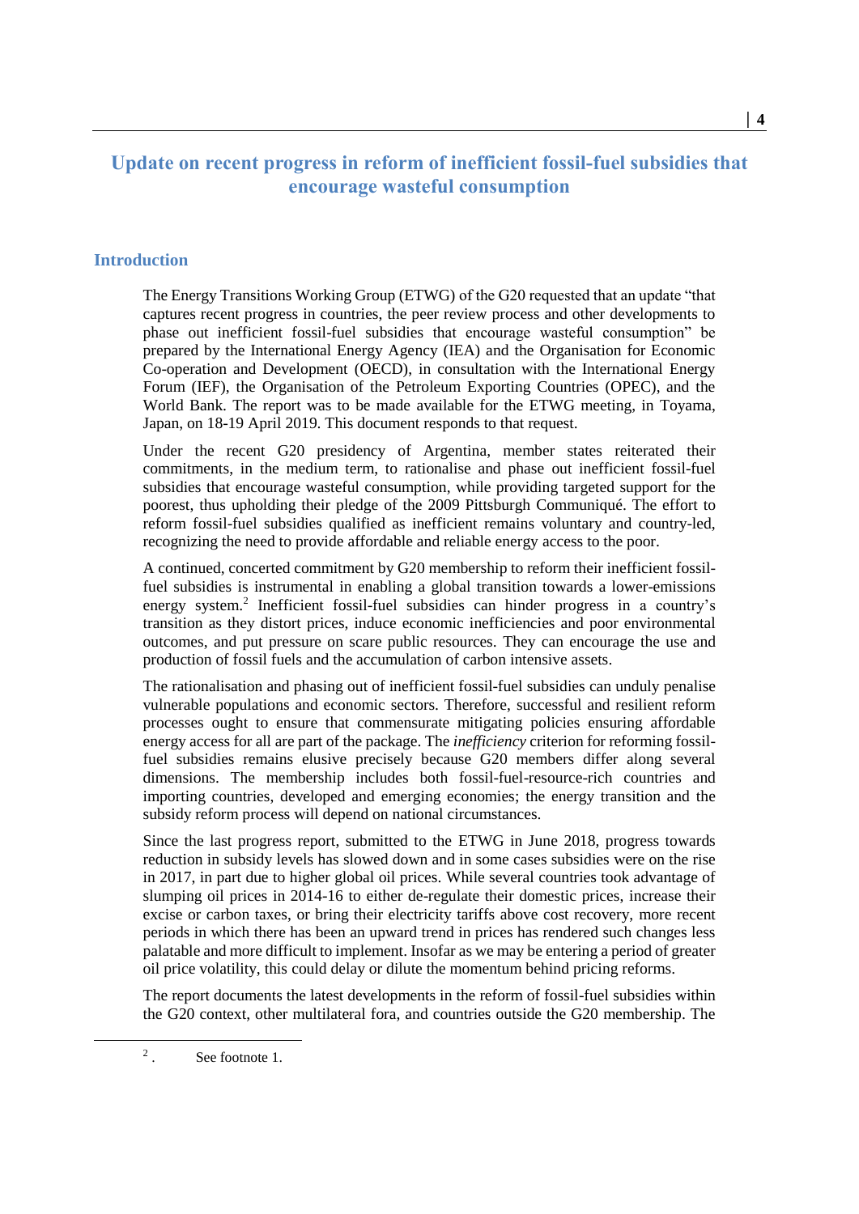# Update on recent progress in reform of inefficient fossil-fuel subsidies that encourage wasteful consumption

## Introduction

The Energy Transitions Working Group (ETWG) of the G20 requested that an update "that captures recent progress in countries, the peer review process and other developments to phase out inefficient fossil-fuel subsidies that encourage wasteful consumption" be prepared by the International Energy Agency (IEA) and the Organisation for Economic Co-operation and Development (OECD), in consultation with the International Energy Forum (IEF), the Organisation of the Petroleum Exporting Countries (OPEC), and the World Bank. The report was to be made available for the ETWG meeting, in Toyama, Japan, on 18-19 April 2019. This document responds to that request.

Under the recent G20 presidency of Argentina, member states reiterated their commitments, in the medium term, to rationalise and phase out inefficient fossil-fuel subsidies that encourage wasteful consumption, while providing targeted support for the poorest, thus upholding their pledge of the 2009 Pittsburgh Communiqué. The effort to reform fossil-fuel subsidies qualified as inefficient remains voluntary and country-led, recognizing the need to provide affordable and reliable energy access to the poor.

A continued, concerted commitment by G20 membership to reform their inefficient fossil-fuel subsidies is instrumental in enabling a global transition towards a lower-emissions energy system.[2] Inefficient fossil-fuel subsidies can hinder progress in a country's transition as they distort prices, induce economic inefficiencies and poor environmental outcomes, and put pressure on scare public resources. They can encourage the use and production of fossil fuels and the accumulation of carbon intensive assets.

The rationalisation and phasing out of inefficient fossil-fuel subsidies can unduly penalise vulnerable populations and economic sectors. Therefore, successful and resilient reform processes ought to ensure that commensurate mitigating policies ensuring affordable energy access for all are part of the package. The *inefficiency* criterion for reforming fossil-fuel subsidies remains elusive precisely because G20 members differ along several dimensions. The membership includes both fossil-fuel-resource-rich countries and importing countries, developed and emerging economies; the energy transition and the subsidy reform process will depend on national circumstances.

Since the last progress report, submitted to the ETWG in June 2018, progress towards reduction in subsidy levels has slowed down and in some cases subsidies were on the rise in 2017, in part due to higher global oil prices. While several countries took advantage of slumping oil prices in 2014-16 to either de-regulate their domestic prices, increase their excise or carbon taxes, or bring their electricity tariffs above cost recovery, more recent periods in which there has been an upward trend in prices has rendered such changes less palatable and more difficult to implement. Insofar as we may be entering a period of greater oil price volatility, this could delay or dilute the momentum behind pricing reforms.

The report documents the latest developments in the reform of fossil-fuel subsidies within the G20 context, other multilateral fora, and countries outside the G20 membership. The

[2]. See footnote 1.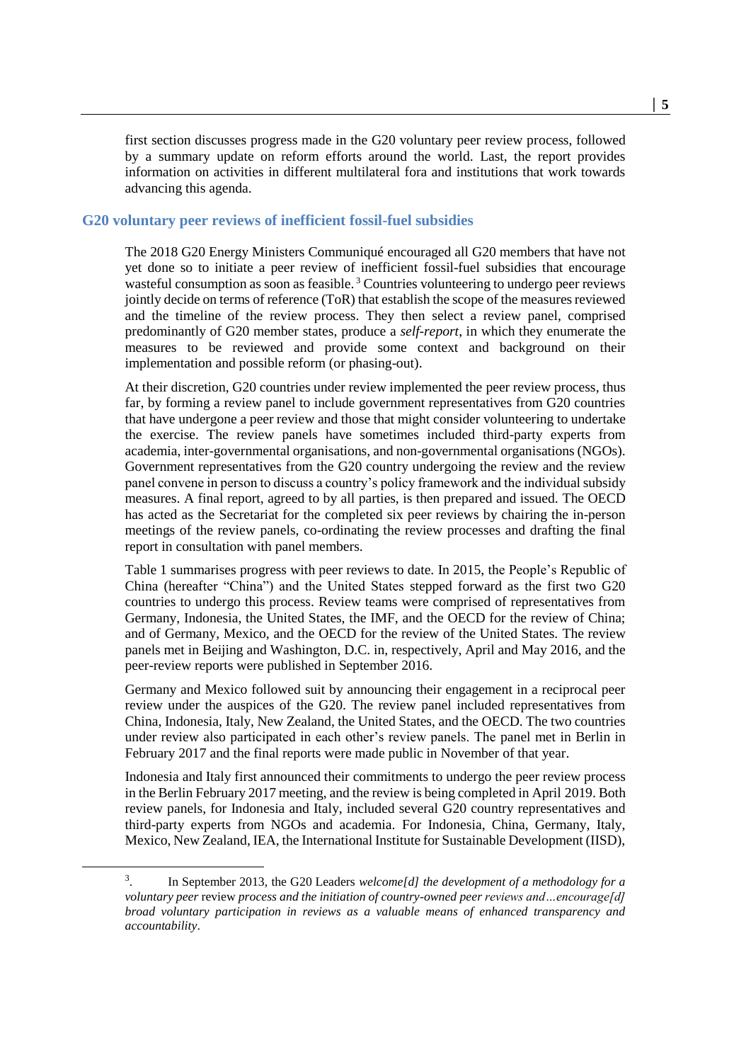first section discusses progress made in the G20 voluntary peer review process, followed by a summary update on reform efforts around the world. Last, the report provides information on activities in different multilateral fora and institutions that work towards advancing this agenda.

## G20 voluntary peer reviews of inefficient fossil-fuel subsidies

The 2018 G20 Energy Ministers Communiqué encouraged all G20 members that have not yet done so to initiate a peer review of inefficient fossil-fuel subsidies that encourage wasteful consumption as soon as feasible.[3] Countries volunteering to undergo peer reviews jointly decide on terms of reference (ToR) that establish the scope of the measures reviewed and the timeline of the review process. They then select a review panel, comprised predominantly of G20 member states, produce a *self-report*, in which they enumerate the measures to be reviewed and provide some context and background on their implementation and possible reform (or phasing-out).

At their discretion, G20 countries under review implemented the peer review process, thus far, by forming a review panel to include government representatives from G20 countries that have undergone a peer review and those that might consider volunteering to undertake the exercise. The review panels have sometimes included third-party experts from academia, inter-governmental organisations, and non-governmental organisations (NGOs). Government representatives from the G20 country undergoing the review and the review panel convene in person to discuss a country's policy framework and the individual subsidy measures. A final report, agreed to by all parties, is then prepared and issued. The OECD has acted as the Secretariat for the completed six peer reviews by chairing the in-person meetings of the review panels, co-ordinating the review processes and drafting the final report in consultation with panel members.

Table 1 summarises progress with peer reviews to date. In 2015, the People's Republic of China (hereafter "China") and the United States stepped forward as the first two G20 countries to undergo this process. Review teams were comprised of representatives from Germany, Indonesia, the United States, the IMF, and the OECD for the review of China; and of Germany, Mexico, and the OECD for the review of the United States. The review panels met in Beijing and Washington, D.C. in, respectively, April and May 2016, and the peer-review reports were published in September 2016.

Germany and Mexico followed suit by announcing their engagement in a reciprocal peer review under the auspices of the G20. The review panel included representatives from China, Indonesia, Italy, New Zealand, the United States, and the OECD. The two countries under review also participated in each other's review panels. The panel met in Berlin in February 2017 and the final reports were made public in November of that year.

Indonesia and Italy first announced their commitments to undergo the peer review process in the Berlin February 2017 meeting, and the review is being completed in April 2019. Both review panels, for Indonesia and Italy, included several G20 country representatives and third-party experts from NGOs and academia. For Indonesia, China, Germany, Italy, Mexico, New Zealand, IEA, the International Institute for Sustainable Development (IISD),

---

3. In September 2013, the G20 Leaders *welcome[d] the development of a methodology for a voluntary peer* review *process and the initiation of country-owned peer reviews and…encourage[d] broad voluntary participation in reviews as a valuable means of enhanced transparency and accountability*.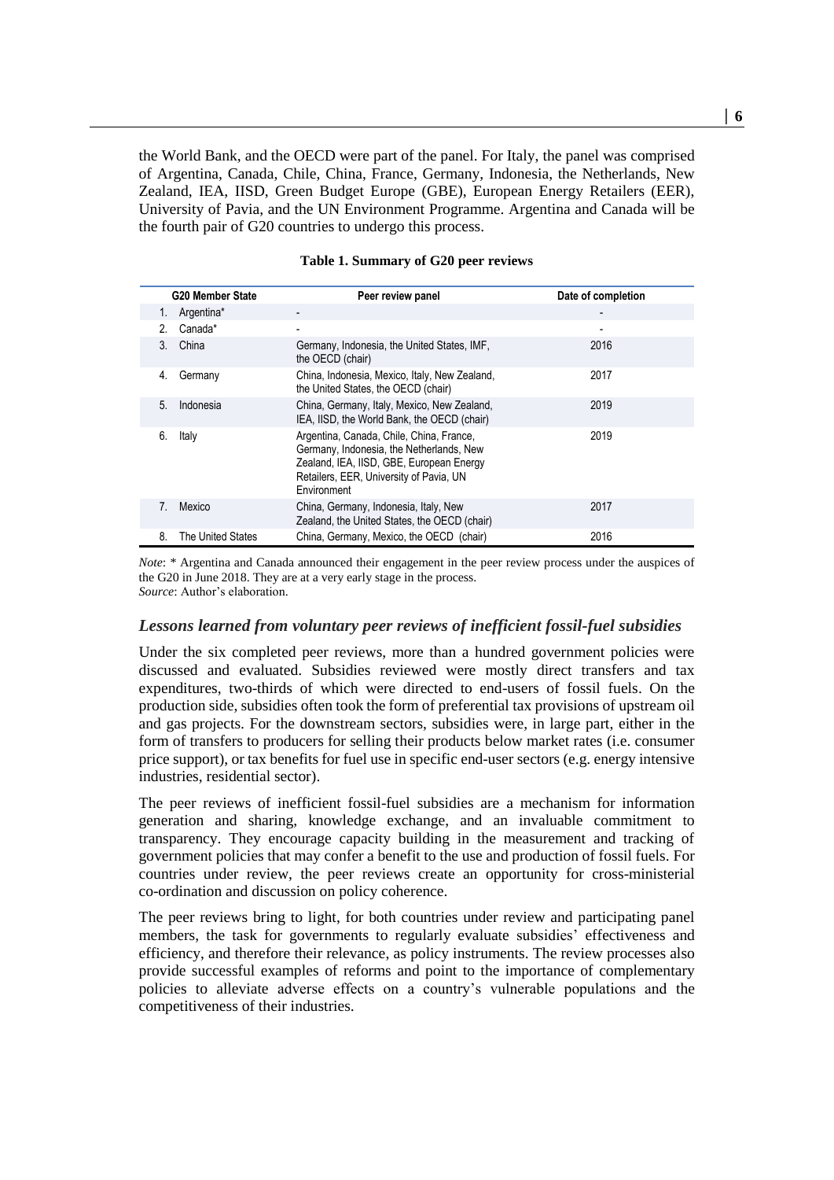the World Bank, and the OECD were part of the panel. For Italy, the panel was comprised of Argentina, Canada, Chile, China, France, Germany, Indonesia, the Netherlands, New Zealand, IEA, IISD, Green Budget Europe (GBE), European Energy Retailers (EER), University of Pavia, and the UN Environment Programme. Argentina and Canada will be the fourth pair of G20 countries to undergo this process.

**Table 1. Summary of G20 peer reviews**

| G20 Member State | Peer review panel | Date of completion |
|---|---|---|
| 1. Argentina* | - | - |
| 2. Canada* | - | - |
| 3. China | Germany, Indonesia, the United States, IMF, the OECD (chair) | 2016 |
| 4. Germany | China, Indonesia, Mexico, Italy, New Zealand, the United States, the OECD (chair) | 2017 |
| 5. Indonesia | China, Germany, Italy, Mexico, New Zealand, IEA, IISD, the World Bank, the OECD (chair) | 2019 |
| 6. Italy | Argentina, Canada, Chile, China, France, Germany, Indonesia, the Netherlands, New Zealand, IEA, IISD, GBE, European Energy Retailers, EER, University of Pavia, UN Environment | 2019 |
| 7. Mexico | China, Germany, Indonesia, Italy, New Zealand, the United States, the OECD (chair) | 2017 |
| 8. The United States | China, Germany, Mexico, the OECD (chair) | 2016 |

*Note*: * Argentina and Canada announced their engagement in the peer review process under the auspices of the G20 in June 2018. They are at a very early stage in the process.
*Source*: Author's elaboration.

### *Lessons learned from voluntary peer reviews of inefficient fossil-fuel subsidies*

Under the six completed peer reviews, more than a hundred government policies were discussed and evaluated. Subsidies reviewed were mostly direct transfers and tax expenditures, two-thirds of which were directed to end-users of fossil fuels. On the production side, subsidies often took the form of preferential tax provisions of upstream oil and gas projects. For the downstream sectors, subsidies were, in large part, either in the form of transfers to producers for selling their products below market rates (i.e. consumer price support), or tax benefits for fuel use in specific end-user sectors (e.g. energy intensive industries, residential sector).

The peer reviews of inefficient fossil-fuel subsidies are a mechanism for information generation and sharing, knowledge exchange, and an invaluable commitment to transparency. They encourage capacity building in the measurement and tracking of government policies that may confer a benefit to the use and production of fossil fuels. For countries under review, the peer reviews create an opportunity for cross-ministerial co-ordination and discussion on policy coherence.

The peer reviews bring to light, for both countries under review and participating panel members, the task for governments to regularly evaluate subsidies' effectiveness and efficiency, and therefore their relevance, as policy instruments. The review processes also provide successful examples of reforms and point to the importance of complementary policies to alleviate adverse effects on a country's vulnerable populations and the competitiveness of their industries.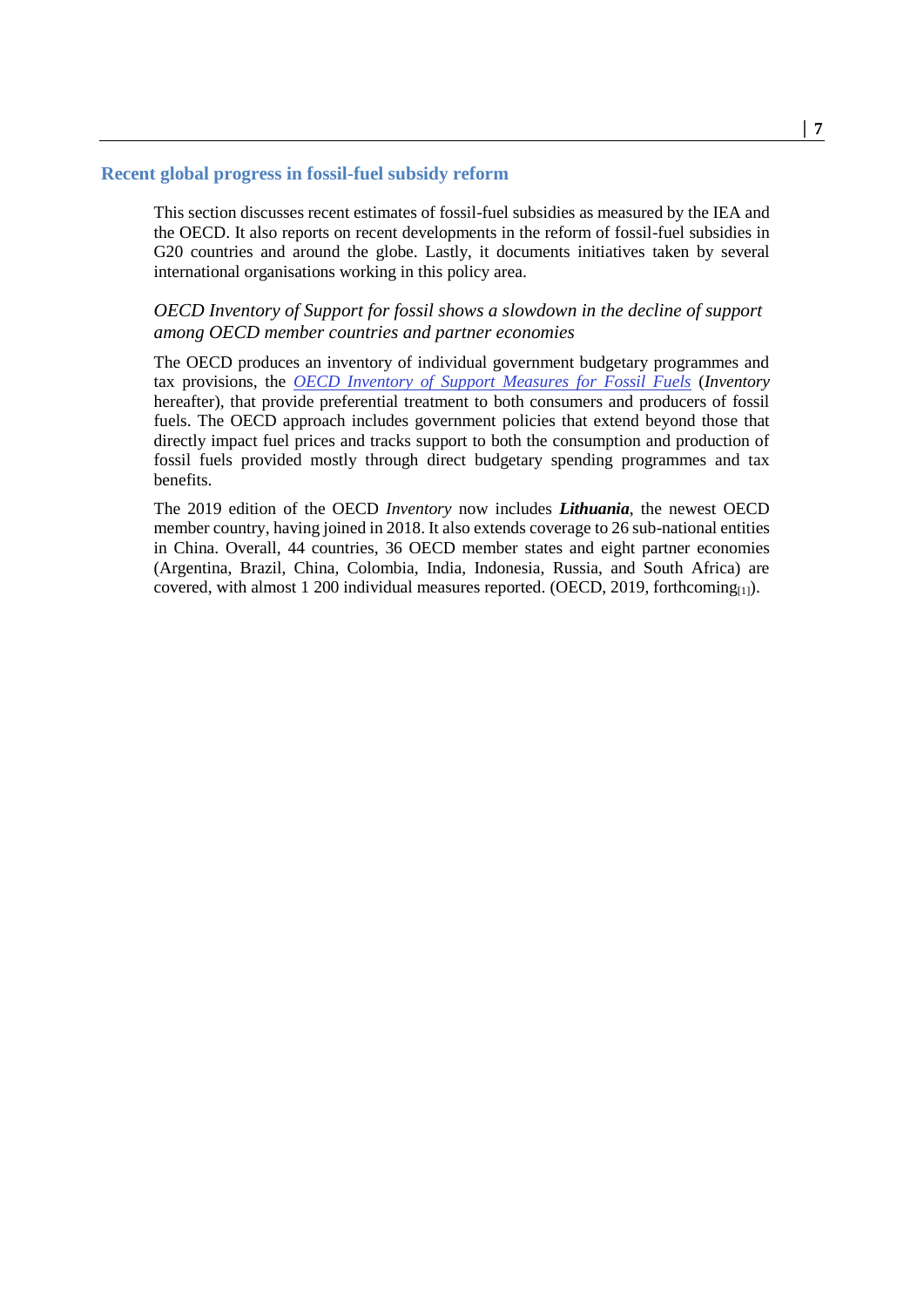## Recent global progress in fossil-fuel subsidy reform

This section discusses recent estimates of fossil-fuel subsidies as measured by the IEA and the OECD. It also reports on recent developments in the reform of fossil-fuel subsidies in G20 countries and around the globe. Lastly, it documents initiatives taken by several international organisations working in this policy area.

### *OECD Inventory of Support for fossil shows a slowdown in the decline of support among OECD member countries and partner economies*

The OECD produces an inventory of individual government budgetary programmes and tax provisions, the *OECD Inventory of Support Measures for Fossil Fuels* (*Inventory* hereafter), that provide preferential treatment to both consumers and producers of fossil fuels. The OECD approach includes government policies that extend beyond those that directly impact fuel prices and tracks support to both the consumption and production of fossil fuels provided mostly through direct budgetary spending programmes and tax benefits.

The 2019 edition of the OECD *Inventory* now includes ***Lithuania***, the newest OECD member country, having joined in 2018. It also extends coverage to 26 sub-national entities in China. Overall, 44 countries, 36 OECD member states and eight partner economies (Argentina, Brazil, China, Colombia, India, Indonesia, Russia, and South Africa) are covered, with almost 1 200 individual measures reported. (OECD, 2019, forthcoming[1]).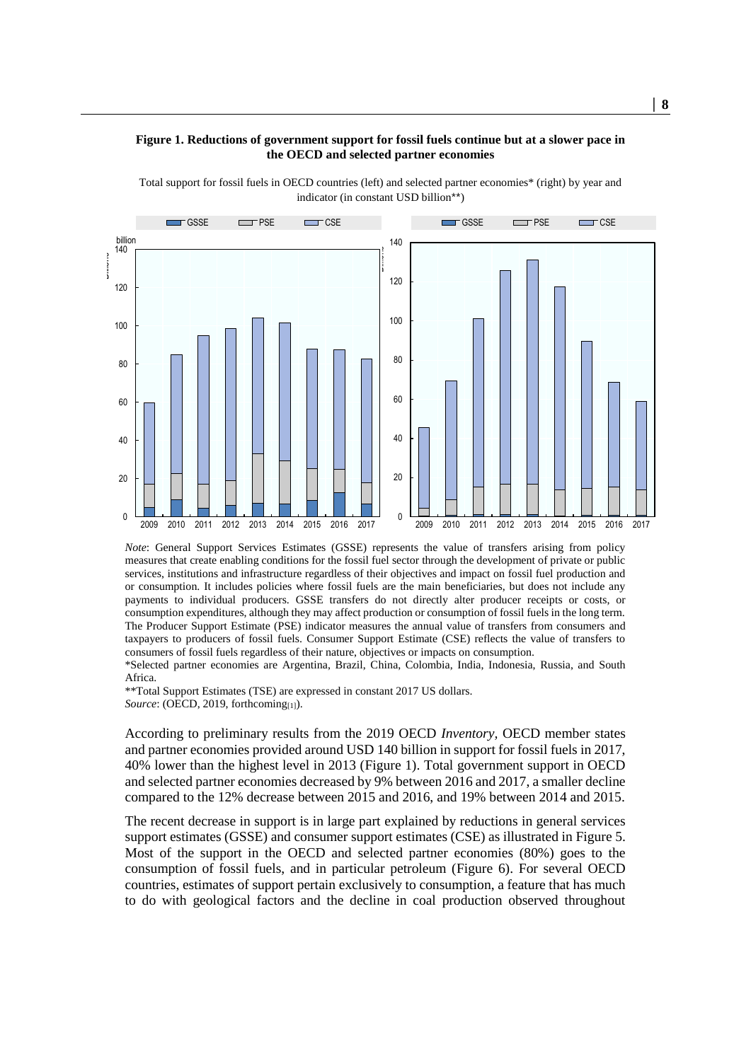**Figure 1. Reductions of government support for fossil fuels continue but at a slower pace in the OECD and selected partner economies**

Total support for fossil fuels in OECD countries (left) and selected partner economies* (right) by year and indicator (in constant USD billion**)

*Note*: General Support Services Estimates (GSSE) represents the value of transfers arising from policy measures that create enabling conditions for the fossil fuel sector through the development of private or public services, institutions and infrastructure regardless of their objectives and impact on fossil fuel production and or consumption. It includes policies where fossil fuels are the main beneficiaries, but does not include any payments to individual producers. GSSE transfers do not directly alter producer receipts or costs, or consumption expenditures, although they may affect production or consumption of fossil fuels in the long term. The Producer Support Estimate (PSE) indicator measures the annual value of transfers from consumers and taxpayers to producers of fossil fuels. Consumer Support Estimate (CSE) reflects the value of transfers to consumers of fossil fuels regardless of their nature, objectives or impacts on consumption.

*Selected partner economies are Argentina, Brazil, China, Colombia, India, Indonesia, Russia, and South Africa.

**Total Support Estimates (TSE) are expressed in constant 2017 US dollars.

*Source*: (OECD, 2019, forthcoming[1]).

According to preliminary results from the 2019 OECD *Inventory*, OECD member states and partner economies provided around USD 140 billion in support for fossil fuels in 2017, 40% lower than the highest level in 2013 (Figure 1). Total government support in OECD and selected partner economies decreased by 9% between 2016 and 2017, a smaller decline compared to the 12% decrease between 2015 and 2016, and 19% between 2014 and 2015.

The recent decrease in support is in large part explained by reductions in general services support estimates (GSSE) and consumer support estimates (CSE) as illustrated in Figure 5. Most of the support in the OECD and selected partner economies (80%) goes to the consumption of fossil fuels, and in particular petroleum (Figure 6). For several OECD countries, estimates of support pertain exclusively to consumption, a feature that has much to do with geological factors and the decline in coal production observed throughout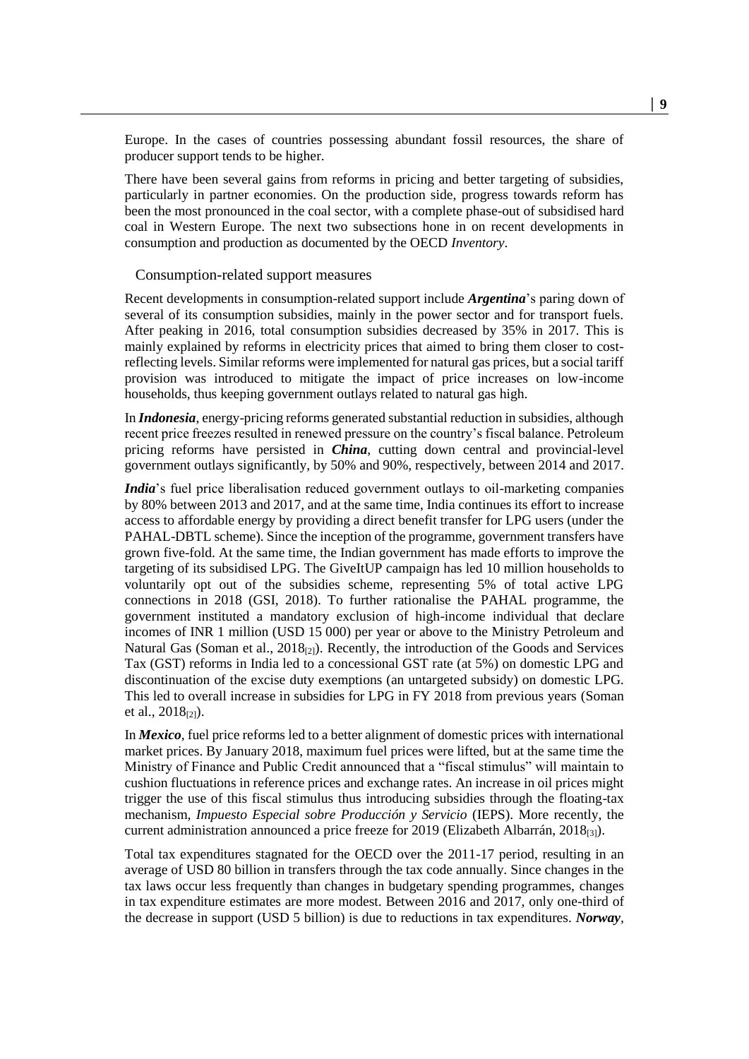Europe. In the cases of countries possessing abundant fossil resources, the share of producer support tends to be higher.

There have been several gains from reforms in pricing and better targeting of subsidies, particularly in partner economies. On the production side, progress towards reform has been the most pronounced in the coal sector, with a complete phase-out of subsidised hard coal in Western Europe. The next two subsections hone in on recent developments in consumption and production as documented by the OECD *Inventory*.

### Consumption-related support measures

Recent developments in consumption-related support include ***Argentina***'s paring down of several of its consumption subsidies, mainly in the power sector and for transport fuels. After peaking in 2016, total consumption subsidies decreased by 35% in 2017. This is mainly explained by reforms in electricity prices that aimed to bring them closer to cost-reflecting levels. Similar reforms were implemented for natural gas prices, but a social tariff provision was introduced to mitigate the impact of price increases on low-income households, thus keeping government outlays related to natural gas high.

In ***Indonesia***, energy-pricing reforms generated substantial reduction in subsidies, although recent price freezes resulted in renewed pressure on the country's fiscal balance. Petroleum pricing reforms have persisted in ***China***, cutting down central and provincial-level government outlays significantly, by 50% and 90%, respectively, between 2014 and 2017.

***India***'s fuel price liberalisation reduced government outlays to oil-marketing companies by 80% between 2013 and 2017, and at the same time, India continues its effort to increase access to affordable energy by providing a direct benefit transfer for LPG users (under the PAHAL-DBTL scheme). Since the inception of the programme, government transfers have grown five-fold. At the same time, the Indian government has made efforts to improve the targeting of its subsidised LPG. The GiveItUP campaign has led 10 million households to voluntarily opt out of the subsidies scheme, representing 5% of total active LPG connections in 2018 (GSI, 2018). To further rationalise the PAHAL programme, the government instituted a mandatory exclusion of high-income individual that declare incomes of INR 1 million (USD 15 000) per year or above to the Ministry Petroleum and Natural Gas (Soman et al., 2018[2]). Recently, the introduction of the Goods and Services Tax (GST) reforms in India led to a concessional GST rate (at 5%) on domestic LPG and discontinuation of the excise duty exemptions (an untargeted subsidy) on domestic LPG. This led to overall increase in subsidies for LPG in FY 2018 from previous years (Soman et al., 2018[2]).

In ***Mexico***, fuel price reforms led to a better alignment of domestic prices with international market prices. By January 2018, maximum fuel prices were lifted, but at the same time the Ministry of Finance and Public Credit announced that a "fiscal stimulus" will maintain to cushion fluctuations in reference prices and exchange rates. An increase in oil prices might trigger the use of this fiscal stimulus thus introducing subsidies through the floating-tax mechanism, *Impuesto Especial sobre Producción y Servicio* (IEPS). More recently, the current administration announced a price freeze for 2019 (Elizabeth Albarrán, 2018[3]).

Total tax expenditures stagnated for the OECD over the 2011-17 period, resulting in an average of USD 80 billion in transfers through the tax code annually. Since changes in the tax laws occur less frequently than changes in budgetary spending programmes, changes in tax expenditure estimates are more modest. Between 2016 and 2017, only one-third of the decrease in support (USD 5 billion) is due to reductions in tax expenditures. ***Norway***,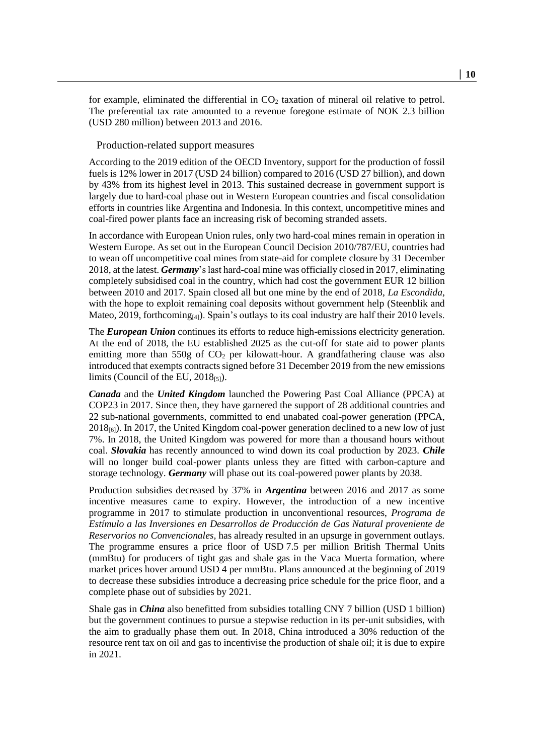for example, eliminated the differential in $CO_2$ taxation of mineral oil relative to petrol. The preferential tax rate amounted to a revenue foregone estimate of NOK 2.3 billion (USD 280 million) between 2013 and 2016.

### Production-related support measures

According to the 2019 edition of the OECD Inventory, support for the production of fossil fuels is 12% lower in 2017 (USD 24 billion) compared to 2016 (USD 27 billion), and down by 43% from its highest level in 2013. This sustained decrease in government support is largely due to hard-coal phase out in Western European countries and fiscal consolidation efforts in countries like Argentina and Indonesia. In this context, uncompetitive mines and coal-fired power plants face an increasing risk of becoming stranded assets.

In accordance with European Union rules, only two hard-coal mines remain in operation in Western Europe. As set out in the European Council Decision 2010/787/EU, countries had to wean off uncompetitive coal mines from state-aid for complete closure by 31 December 2018, at the latest. ***Germany***'s last hard-coal mine was officially closed in 2017, eliminating completely subsidised coal in the country, which had cost the government EUR 12 billion between 2010 and 2017. Spain closed all but one mine by the end of 2018, *La Escondida*, with the hope to exploit remaining coal deposits without government help (Steenblik and Mateo, 2019, forthcoming[4]). Spain's outlays to its coal industry are half their 2010 levels.

The ***European Union*** continues its efforts to reduce high-emissions electricity generation. At the end of 2018, the EU established 2025 as the cut-off for state aid to power plants emitting more than 550g of $CO_2$ per kilowatt-hour. A grandfathering clause was also introduced that exempts contracts signed before 31 December 2019 from the new emissions limits (Council of the EU, 2018[5]).

***Canada*** and the ***United Kingdom*** launched the Powering Past Coal Alliance (PPCA) at COP23 in 2017. Since then, they have garnered the support of 28 additional countries and 22 sub-national governments, committed to end unabated coal-power generation (PPCA, 2018[6]). In 2017, the United Kingdom coal-power generation declined to a new low of just 7%. In 2018, the United Kingdom was powered for more than a thousand hours without coal. ***Slovakia*** has recently announced to wind down its coal production by 2023. ***Chile*** will no longer build coal-power plants unless they are fitted with carbon-capture and storage technology. ***Germany*** will phase out its coal-powered power plants by 2038.

Production subsidies decreased by 37% in ***Argentina*** between 2016 and 2017 as some incentive measures came to expiry. However, the introduction of a new incentive programme in 2017 to stimulate production in unconventional resources, *Programa de Estímulo a las Inversiones en Desarrollos de Producción de Gas Natural proveniente de Reservorios no Convencionales*, has already resulted in an upsurge in government outlays. The programme ensures a price floor of USD 7.5 per million British Thermal Units (mmBtu) for producers of tight gas and shale gas in the Vaca Muerta formation, where market prices hover around USD 4 per mmBtu. Plans announced at the beginning of 2019 to decrease these subsidies introduce a decreasing price schedule for the price floor, and a complete phase out of subsidies by 2021.

Shale gas in ***China*** also benefitted from subsidies totalling CNY 7 billion (USD 1 billion) but the government continues to pursue a stepwise reduction in its per-unit subsidies, with the aim to gradually phase them out. In 2018, China introduced a 30% reduction of the resource rent tax on oil and gas to incentivise the production of shale oil; it is due to expire in 2021.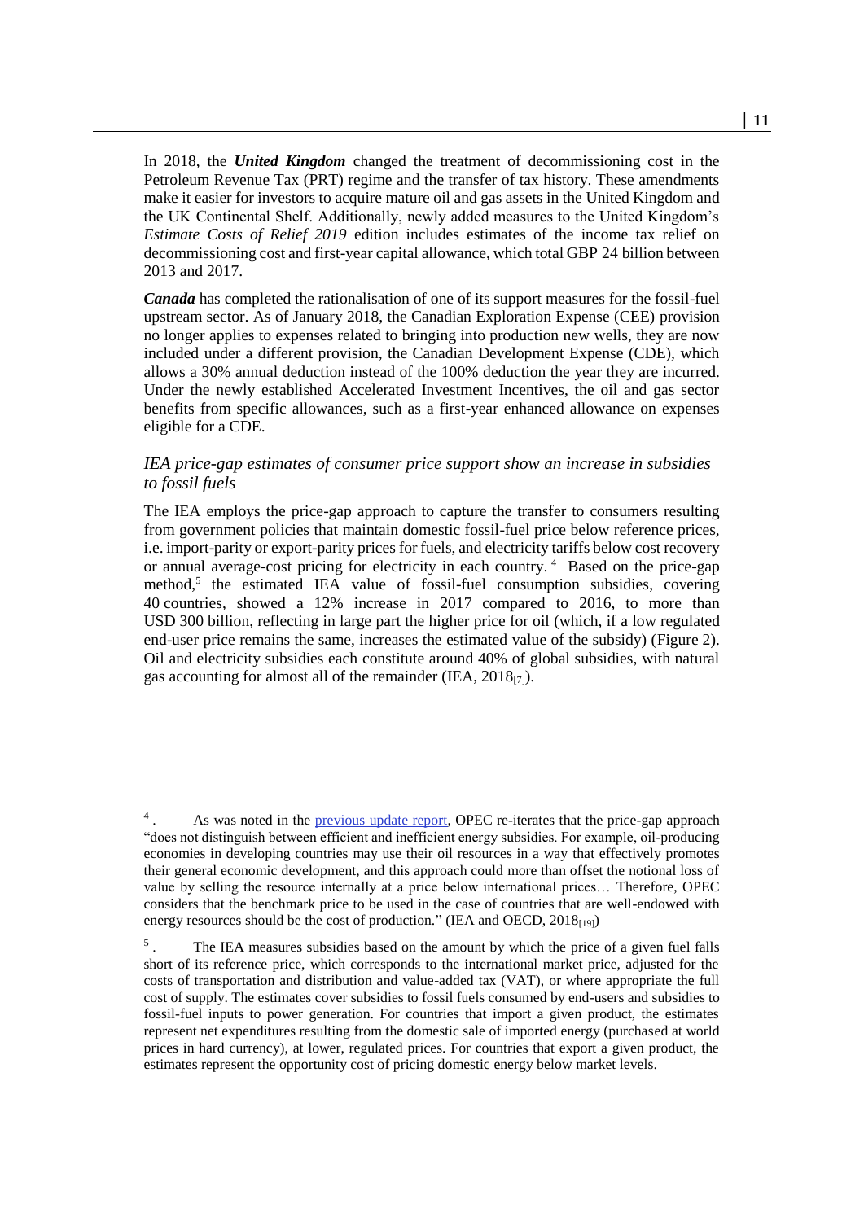In 2018, the ***United Kingdom*** changed the treatment of decommissioning cost in the Petroleum Revenue Tax (PRT) regime and the transfer of tax history. These amendments make it easier for investors to acquire mature oil and gas assets in the United Kingdom and the UK Continental Shelf. Additionally, newly added measures to the United Kingdom's *Estimate Costs of Relief 2019* edition includes estimates of the income tax relief on decommissioning cost and first-year capital allowance, which total GBP 24 billion between 2013 and 2017.

***Canada*** has completed the rationalisation of one of its support measures for the fossil-fuel upstream sector. As of January 2018, the Canadian Exploration Expense (CEE) provision no longer applies to expenses related to bringing into production new wells, they are now included under a different provision, the Canadian Development Expense (CDE), which allows a 30% annual deduction instead of the 100% deduction the year they are incurred. Under the newly established Accelerated Investment Incentives, the oil and gas sector benefits from specific allowances, such as a first-year enhanced allowance on expenses eligible for a CDE.

### *IEA price-gap estimates of consumer price support show an increase in subsidies to fossil fuels*

The IEA employs the price-gap approach to capture the transfer to consumers resulting from government policies that maintain domestic fossil-fuel price below reference prices, i.e. import-parity or export-parity prices for fuels, and electricity tariffs below cost recovery or annual average-cost pricing for electricity in each country.[4] Based on the price-gap method,[5] the estimated IEA value of fossil-fuel consumption subsidies, covering 40 countries, showed a 12% increase in 2017 compared to 2016, to more than USD 300 billion, reflecting in large part the higher price for oil (which, if a low regulated end-user price remains the same, increases the estimated value of the subsidy) (Figure 2). Oil and electricity subsidies each constitute around 40% of global subsidies, with natural gas accounting for almost all of the remainder (IEA, 2018[7]).

---

4. As was noted in the previous update report, OPEC re-iterates that the price-gap approach "does not distinguish between efficient and inefficient energy subsidies. For example, oil-producing economies in developing countries may use their oil resources in a way that effectively promotes their general economic development, and this approach could more than offset the notional loss of value by selling the resource internally at a price below international prices… Therefore, OPEC considers that the benchmark price to be used in the case of countries that are well-endowed with energy resources should be the cost of production." (IEA and OECD, 2018[19])

5. The IEA measures subsidies based on the amount by which the price of a given fuel falls short of its reference price, which corresponds to the international market price, adjusted for the costs of transportation and distribution and value-added tax (VAT), or where appropriate the full cost of supply. The estimates cover subsidies to fossil fuels consumed by end-users and subsidies to fossil-fuel inputs to power generation. For countries that import a given product, the estimates represent net expenditures resulting from the domestic sale of imported energy (purchased at world prices in hard currency), at lower, regulated prices. For countries that export a given product, the estimates represent the opportunity cost of pricing domestic energy below market levels.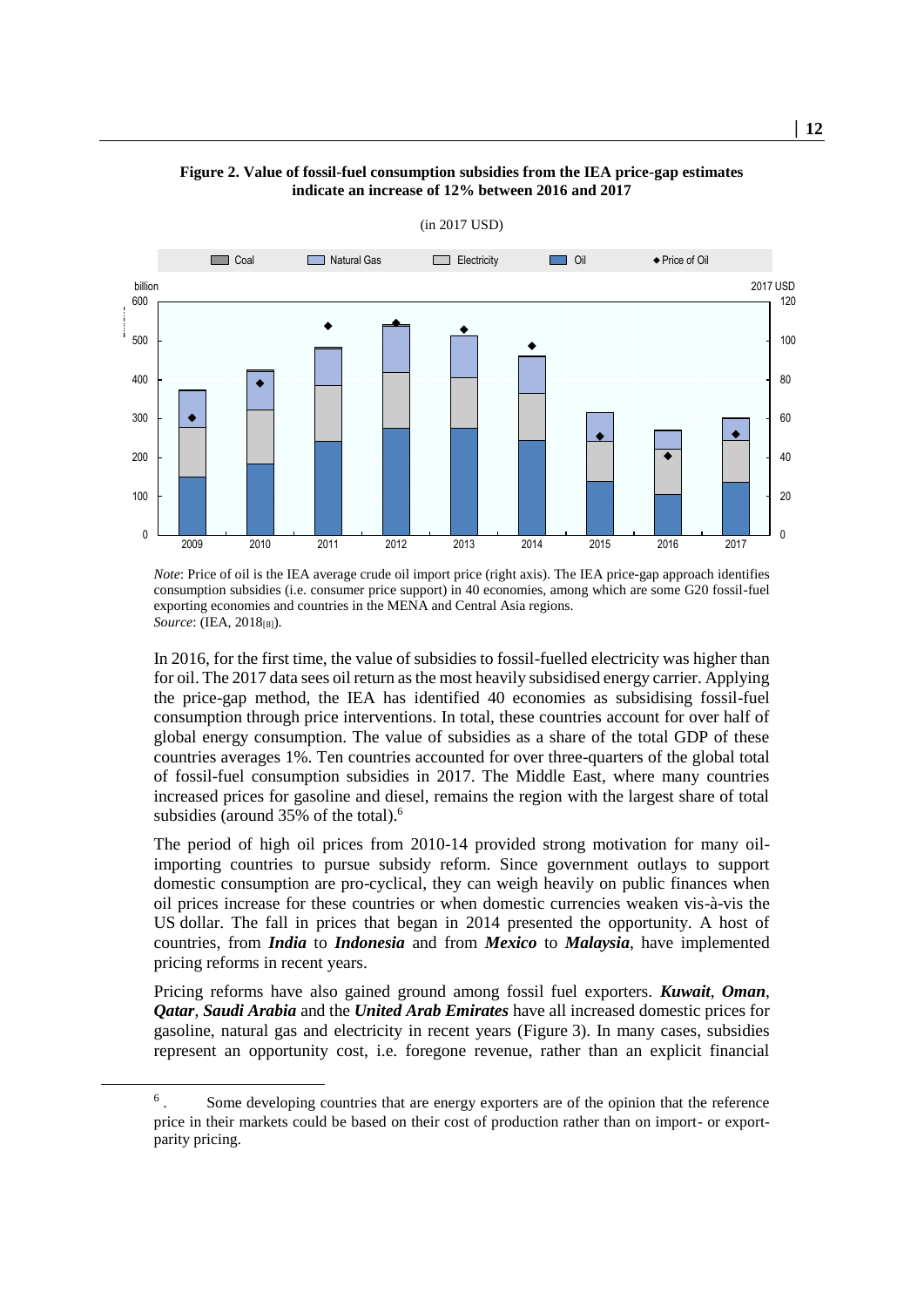**Figure 2. Value of fossil-fuel consumption subsidies from the IEA price-gap estimates indicate an increase of 12% between 2016 and 2017**

(in 2017 USD)

*Note*: Price of oil is the IEA average crude oil import price (right axis). The IEA price-gap approach identifies consumption subsidies (i.e. consumer price support) in 40 economies, among which are some G20 fossil-fuel exporting economies and countries in the MENA and Central Asia regions.
*Source*: (IEA, 2018[8]).

In 2016, for the first time, the value of subsidies to fossil-fuelled electricity was higher than for oil. The 2017 data sees oil return as the most heavily subsidised energy carrier. Applying the price-gap method, the IEA has identified 40 economies as subsidising fossil-fuel consumption through price interventions. In total, these countries account for over half of global energy consumption. The value of subsidies as a share of the total GDP of these countries averages 1%. Ten countries accounted for over three-quarters of the global total of fossil-fuel consumption subsidies in 2017. The Middle East, where many countries increased prices for gasoline and diesel, remains the region with the largest share of total subsidies (around 35% of the total).[6]

The period of high oil prices from 2010-14 provided strong motivation for many oil-importing countries to pursue subsidy reform. Since government outlays to support domestic consumption are pro-cyclical, they can weigh heavily on public finances when oil prices increase for these countries or when domestic currencies weaken vis-à-vis the US dollar. The fall in prices that began in 2014 presented the opportunity. A host of countries, from ***India*** to ***Indonesia*** and from ***Mexico*** to ***Malaysia***, have implemented pricing reforms in recent years.

Pricing reforms have also gained ground among fossil fuel exporters. ***Kuwait***, ***Oman***, ***Qatar***, ***Saudi Arabia*** and the ***United Arab Emirates*** have all increased domestic prices for gasoline, natural gas and electricity in recent years (Figure 3). In many cases, subsidies represent an opportunity cost, i.e. foregone revenue, rather than an explicit financial

[6]. Some developing countries that are energy exporters are of the opinion that the reference price in their markets could be based on their cost of production rather than on import- or export-parity pricing.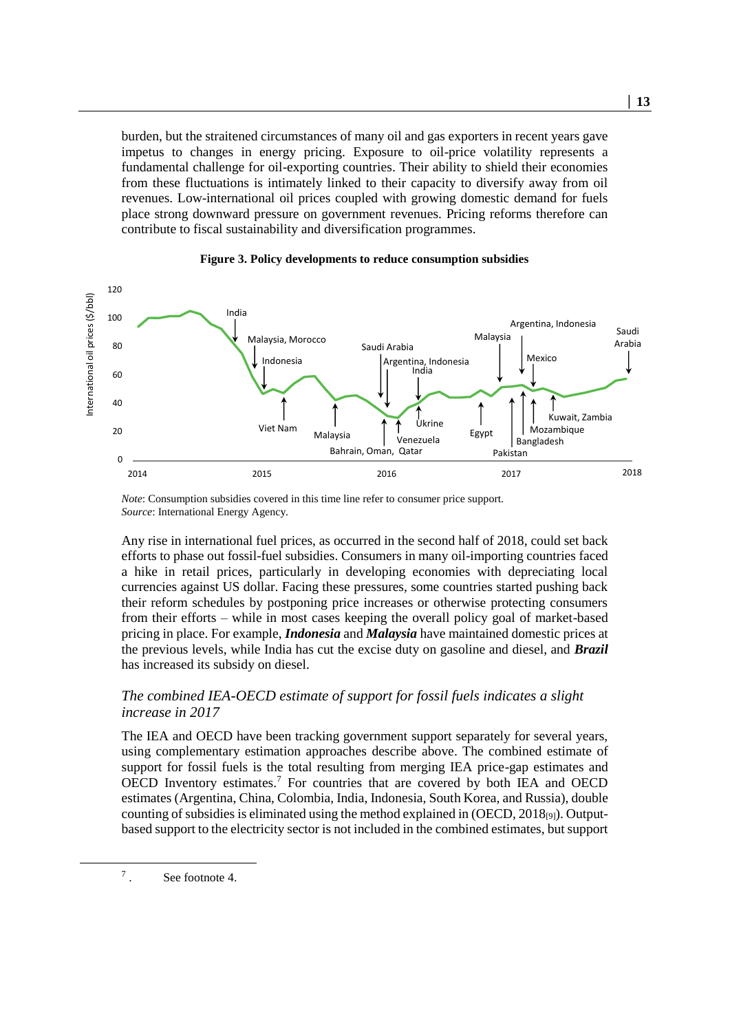burden, but the straitened circumstances of many oil and gas exporters in recent years gave impetus to changes in energy pricing. Exposure to oil-price volatility represents a fundamental challenge for oil-exporting countries. Their ability to shield their economies from these fluctuations is intimately linked to their capacity to diversify away from oil revenues. Low-international oil prices coupled with growing domestic demand for fuels place strong downward pressure on government revenues. Pricing reforms therefore can contribute to fiscal sustainability and diversification programmes.

**Figure 3. Policy developments to reduce consumption subsidies**

*Note*: Consumption subsidies covered in this time line refer to consumer price support.
*Source*: International Energy Agency.

Any rise in international fuel prices, as occurred in the second half of 2018, could set back efforts to phase out fossil-fuel subsidies. Consumers in many oil-importing countries faced a hike in retail prices, particularly in developing economies with depreciating local currencies against US dollar. Facing these pressures, some countries started pushing back their reform schedules by postponing price increases or otherwise protecting consumers from their efforts – while in most cases keeping the overall policy goal of market-based pricing in place. For example, ***Indonesia*** and ***Malaysia*** have maintained domestic prices at the previous levels, while India has cut the excise duty on gasoline and diesel, and ***Brazil*** has increased its subsidy on diesel.

### *The combined IEA-OECD estimate of support for fossil fuels indicates a slight increase in 2017*

The IEA and OECD have been tracking government support separately for several years, using complementary estimation approaches describe above. The combined estimate of support for fossil fuels is the total resulting from merging IEA price-gap estimates and OECD Inventory estimates.[7] For countries that are covered by both IEA and OECD estimates (Argentina, China, Colombia, India, Indonesia, South Korea, and Russia), double counting of subsidies is eliminated using the method explained in (OECD, 2018[9]). Output-based support to the electricity sector is not included in the combined estimates, but support

[7] . See footnote 4.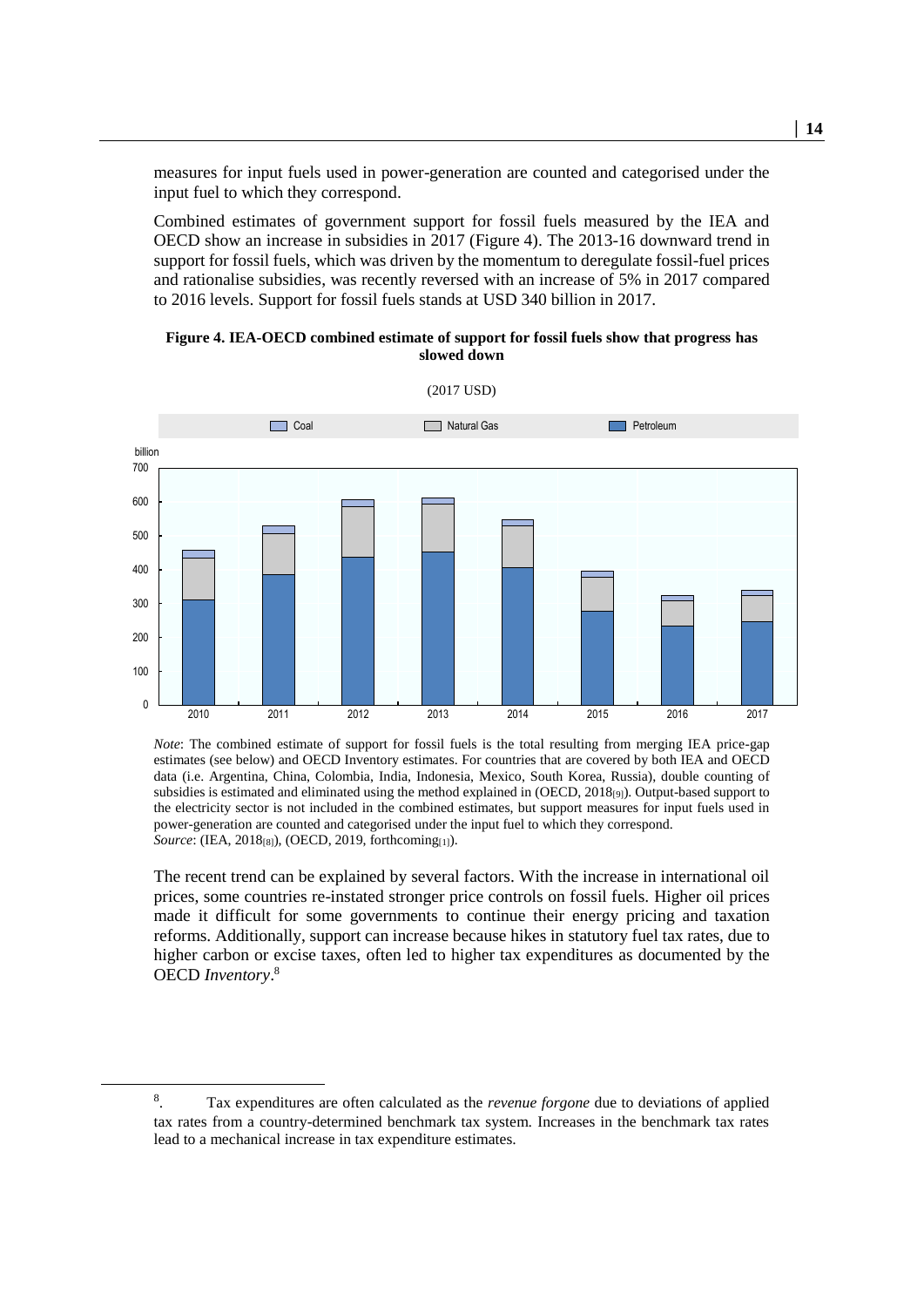measures for input fuels used in power-generation are counted and categorised under the input fuel to which they correspond.

Combined estimates of government support for fossil fuels measured by the IEA and OECD show an increase in subsidies in 2017 (Figure 4). The 2013-16 downward trend in support for fossil fuels, which was driven by the momentum to deregulate fossil-fuel prices and rationalise subsidies, was recently reversed with an increase of 5% in 2017 compared to 2016 levels. Support for fossil fuels stands at USD 340 billion in 2017.

**Figure 4. IEA-OECD combined estimate of support for fossil fuels show that progress has slowed down**

(2017 USD)

*Note*: The combined estimate of support for fossil fuels is the total resulting from merging IEA price-gap estimates (see below) and OECD Inventory estimates. For countries that are covered by both IEA and OECD data (i.e. Argentina, China, Colombia, India, Indonesia, Mexico, South Korea, Russia), double counting of subsidies is estimated and eliminated using the method explained in (OECD, 2018[9]). Output-based support to the electricity sector is not included in the combined estimates, but support measures for input fuels used in power-generation are counted and categorised under the input fuel to which they correspond.
*Source*: (IEA, 2018[8]), (OECD, 2019, forthcoming[1]).

The recent trend can be explained by several factors. With the increase in international oil prices, some countries re-instated stronger price controls on fossil fuels. Higher oil prices made it difficult for some governments to continue their energy pricing and taxation reforms. Additionally, support can increase because hikes in statutory fuel tax rates, due to higher carbon or excise taxes, often led to higher tax expenditures as documented by the OECD *Inventory*.[8]

---

[8]. Tax expenditures are often calculated as the *revenue forgone* due to deviations of applied tax rates from a country-determined benchmark tax system. Increases in the benchmark tax rates lead to a mechanical increase in tax expenditure estimates.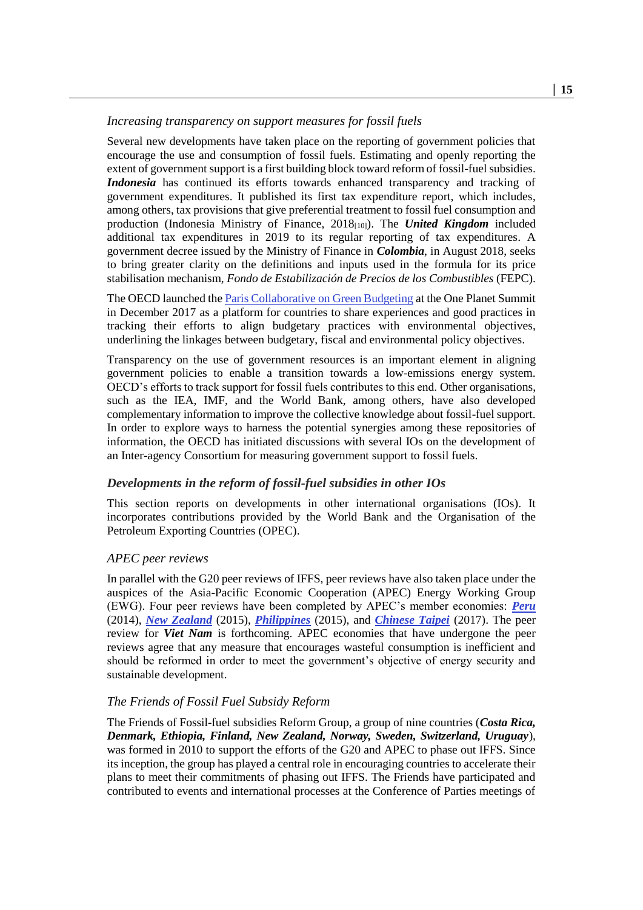### *Increasing transparency on support measures for fossil fuels*

Several new developments have taken place on the reporting of government policies that encourage the use and consumption of fossil fuels. Estimating and openly reporting the extent of government support is a first building block toward reform of fossil-fuel subsidies. ***Indonesia*** has continued its efforts towards enhanced transparency and tracking of government expenditures. It published its first tax expenditure report, which includes, among others, tax provisions that give preferential treatment to fossil fuel consumption and production (Indonesia Ministry of Finance, 2018[10]). The ***United Kingdom*** included additional tax expenditures in 2019 to its regular reporting of tax expenditures. A government decree issued by the Ministry of Finance in ***Colombia***, in August 2018, seeks to bring greater clarity on the definitions and inputs used in the formula for its price stabilisation mechanism, *Fondo de Estabilización de Precios de los Combustibles* (FEPC).

The OECD launched the Paris Collaborative on Green Budgeting at the One Planet Summit in December 2017 as a platform for countries to share experiences and good practices in tracking their efforts to align budgetary practices with environmental objectives, underlining the linkages between budgetary, fiscal and environmental policy objectives.

Transparency on the use of government resources is an important element in aligning government policies to enable a transition towards a low-emissions energy system. OECD's efforts to track support for fossil fuels contributes to this end. Other organisations, such as the IEA, IMF, and the World Bank, among others, have also developed complementary information to improve the collective knowledge about fossil-fuel support. In order to explore ways to harness the potential synergies among these repositories of information, the OECD has initiated discussions with several IOs on the development of an Inter-agency Consortium for measuring government support to fossil fuels.

## *Developments in the reform of fossil-fuel subsidies in other IOs*

This section reports on developments in other international organisations (IOs). It incorporates contributions provided by the World Bank and the Organisation of the Petroleum Exporting Countries (OPEC).

### *APEC peer reviews*

In parallel with the G20 peer reviews of IFFS, peer reviews have also taken place under the auspices of the Asia-Pacific Economic Cooperation (APEC) Energy Working Group (EWG). Four peer reviews have been completed by APEC's member economies: ***Peru*** (2014), ***New Zealand*** (2015), ***Philippines*** (2015), and ***Chinese Taipei*** (2017). The peer review for ***Viet Nam*** is forthcoming. APEC economies that have undergone the peer reviews agree that any measure that encourages wasteful consumption is inefficient and should be reformed in order to meet the government's objective of energy security and sustainable development.

### *The Friends of Fossil Fuel Subsidy Reform*

The Friends of Fossil-fuel subsidies Reform Group, a group of nine countries (***Costa Rica, Denmark, Ethiopia, Finland, New Zealand, Norway, Sweden, Switzerland, Uruguay***), was formed in 2010 to support the efforts of the G20 and APEC to phase out IFFS. Since its inception, the group has played a central role in encouraging countries to accelerate their plans to meet their commitments of phasing out IFFS. The Friends have participated and contributed to events and international processes at the Conference of Parties meetings of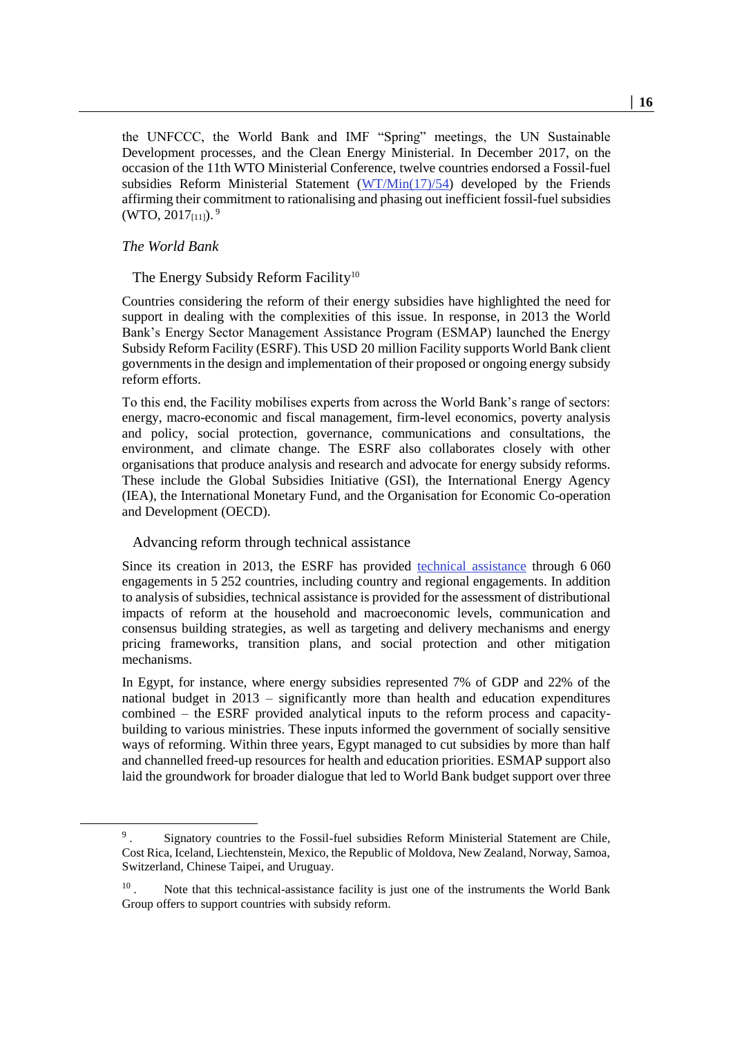the UNFCCC, the World Bank and IMF "Spring" meetings, the UN Sustainable Development processes, and the Clean Energy Ministerial. In December 2017, on the occasion of the 11th WTO Ministerial Conference, twelve countries endorsed a Fossil-fuel subsidies Reform Ministerial Statement (WT/Min(17)/54) developed by the Friends affirming their commitment to rationalising and phasing out inefficient fossil-fuel subsidies (WTO, 2017[11]). [9]

### *The World Bank*

#### The Energy Subsidy Reform Facility[10]

Countries considering the reform of their energy subsidies have highlighted the need for support in dealing with the complexities of this issue. In response, in 2013 the World Bank's Energy Sector Management Assistance Program (ESMAP) launched the Energy Subsidy Reform Facility (ESRF). This USD 20 million Facility supports World Bank client governments in the design and implementation of their proposed or ongoing energy subsidy reform efforts.

To this end, the Facility mobilises experts from across the World Bank's range of sectors: energy, macro-economic and fiscal management, firm-level economics, poverty analysis and policy, social protection, governance, communications and consultations, the environment, and climate change. The ESRF also collaborates closely with other organisations that produce analysis and research and advocate for energy subsidy reforms. These include the Global Subsidies Initiative (GSI), the International Energy Agency (IEA), the International Monetary Fund, and the Organisation for Economic Co-operation and Development (OECD).

#### Advancing reform through technical assistance

Since its creation in 2013, the ESRF has provided technical assistance through 6 060 engagements in 5 252 countries, including country and regional engagements. In addition to analysis of subsidies, technical assistance is provided for the assessment of distributional impacts of reform at the household and macroeconomic levels, communication and consensus building strategies, as well as targeting and delivery mechanisms and energy pricing frameworks, transition plans, and social protection and other mitigation mechanisms.

In Egypt, for instance, where energy subsidies represented 7% of GDP and 22% of the national budget in 2013 – significantly more than health and education expenditures combined – the ESRF provided analytical inputs to the reform process and capacity-building to various ministries. These inputs informed the government of socially sensitive ways of reforming. Within three years, Egypt managed to cut subsidies by more than half and channelled freed-up resources for health and education priorities. ESMAP support also laid the groundwork for broader dialogue that led to World Bank budget support over three

---

[9]. Signatory countries to the Fossil-fuel subsidies Reform Ministerial Statement are Chile, Cost Rica, Iceland, Liechtenstein, Mexico, the Republic of Moldova, New Zealand, Norway, Samoa, Switzerland, Chinese Taipei, and Uruguay.

[10]. Note that this technical-assistance facility is just one of the instruments the World Bank Group offers to support countries with subsidy reform.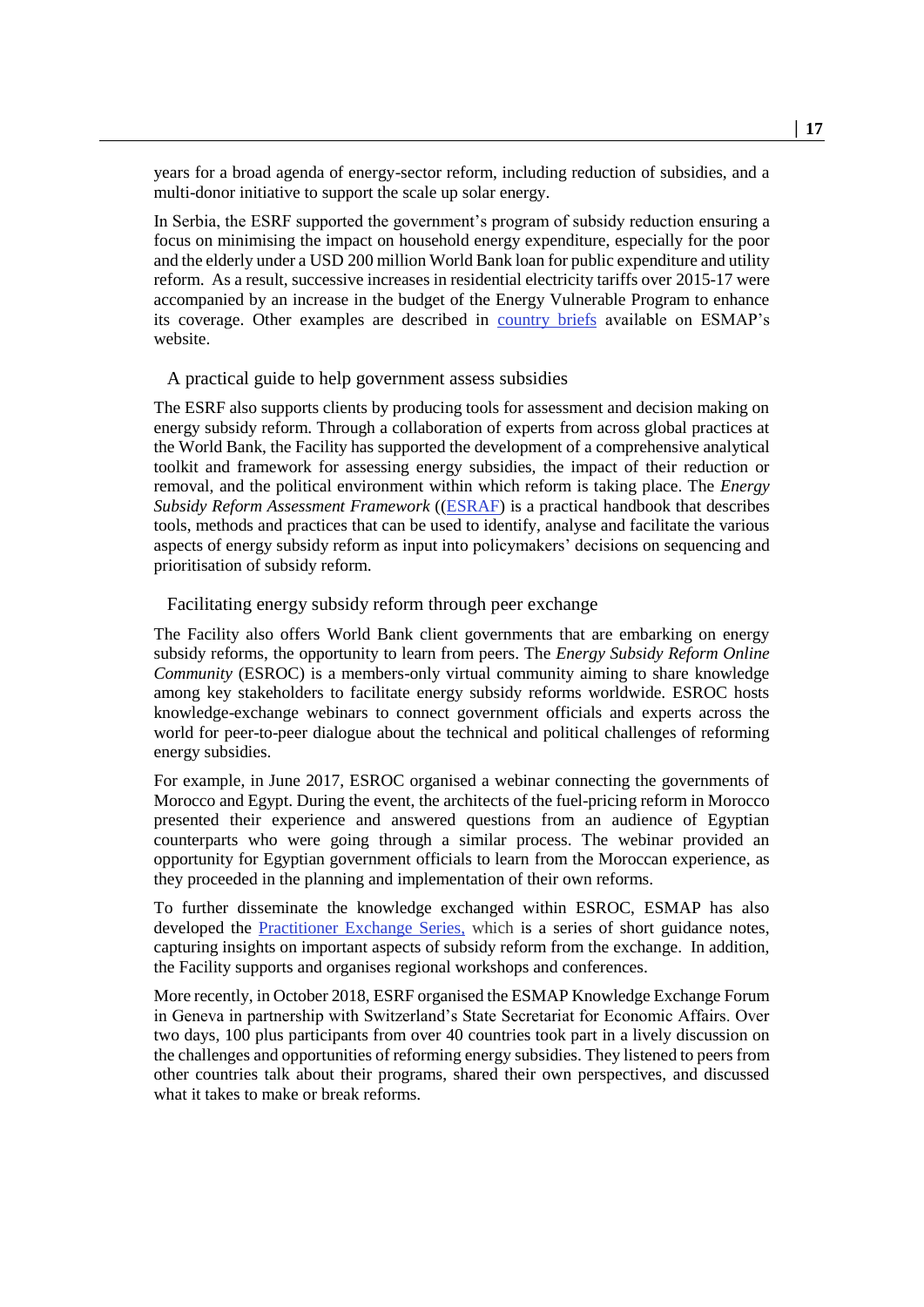years for a broad agenda of energy-sector reform, including reduction of subsidies, and a multi-donor initiative to support the scale up solar energy.

In Serbia, the ESRF supported the government's program of subsidy reduction ensuring a focus on minimising the impact on household energy expenditure, especially for the poor and the elderly under a USD 200 million World Bank loan for public expenditure and utility reform. As a result, successive increases in residential electricity tariffs over 2015-17 were accompanied by an increase in the budget of the Energy Vulnerable Program to enhance its coverage. Other examples are described in country briefs available on ESMAP's website.

### A practical guide to help government assess subsidies

The ESRF also supports clients by producing tools for assessment and decision making on energy subsidy reform. Through a collaboration of experts from across global practices at the World Bank, the Facility has supported the development of a comprehensive analytical toolkit and framework for assessing energy subsidies, the impact of their reduction or removal, and the political environment within which reform is taking place. The *Energy Subsidy Reform Assessment Framework* ((ESRAF) is a practical handbook that describes tools, methods and practices that can be used to identify, analyse and facilitate the various aspects of energy subsidy reform as input into policymakers' decisions on sequencing and prioritisation of subsidy reform.

### Facilitating energy subsidy reform through peer exchange

The Facility also offers World Bank client governments that are embarking on energy subsidy reforms, the opportunity to learn from peers. The *Energy Subsidy Reform Online Community* (ESROC) is a members-only virtual community aiming to share knowledge among key stakeholders to facilitate energy subsidy reforms worldwide. ESROC hosts knowledge-exchange webinars to connect government officials and experts across the world for peer-to-peer dialogue about the technical and political challenges of reforming energy subsidies.

For example, in June 2017, ESROC organised a webinar connecting the governments of Morocco and Egypt. During the event, the architects of the fuel-pricing reform in Morocco presented their experience and answered questions from an audience of Egyptian counterparts who were going through a similar process. The webinar provided an opportunity for Egyptian government officials to learn from the Moroccan experience, as they proceeded in the planning and implementation of their own reforms.

To further disseminate the knowledge exchanged within ESROC, ESMAP has also developed the Practitioner Exchange Series, which is a series of short guidance notes, capturing insights on important aspects of subsidy reform from the exchange. In addition, the Facility supports and organises regional workshops and conferences.

More recently, in October 2018, ESRF organised the ESMAP Knowledge Exchange Forum in Geneva in partnership with Switzerland's State Secretariat for Economic Affairs. Over two days, 100 plus participants from over 40 countries took part in a lively discussion on the challenges and opportunities of reforming energy subsidies. They listened to peers from other countries talk about their programs, shared their own perspectives, and discussed what it takes to make or break reforms.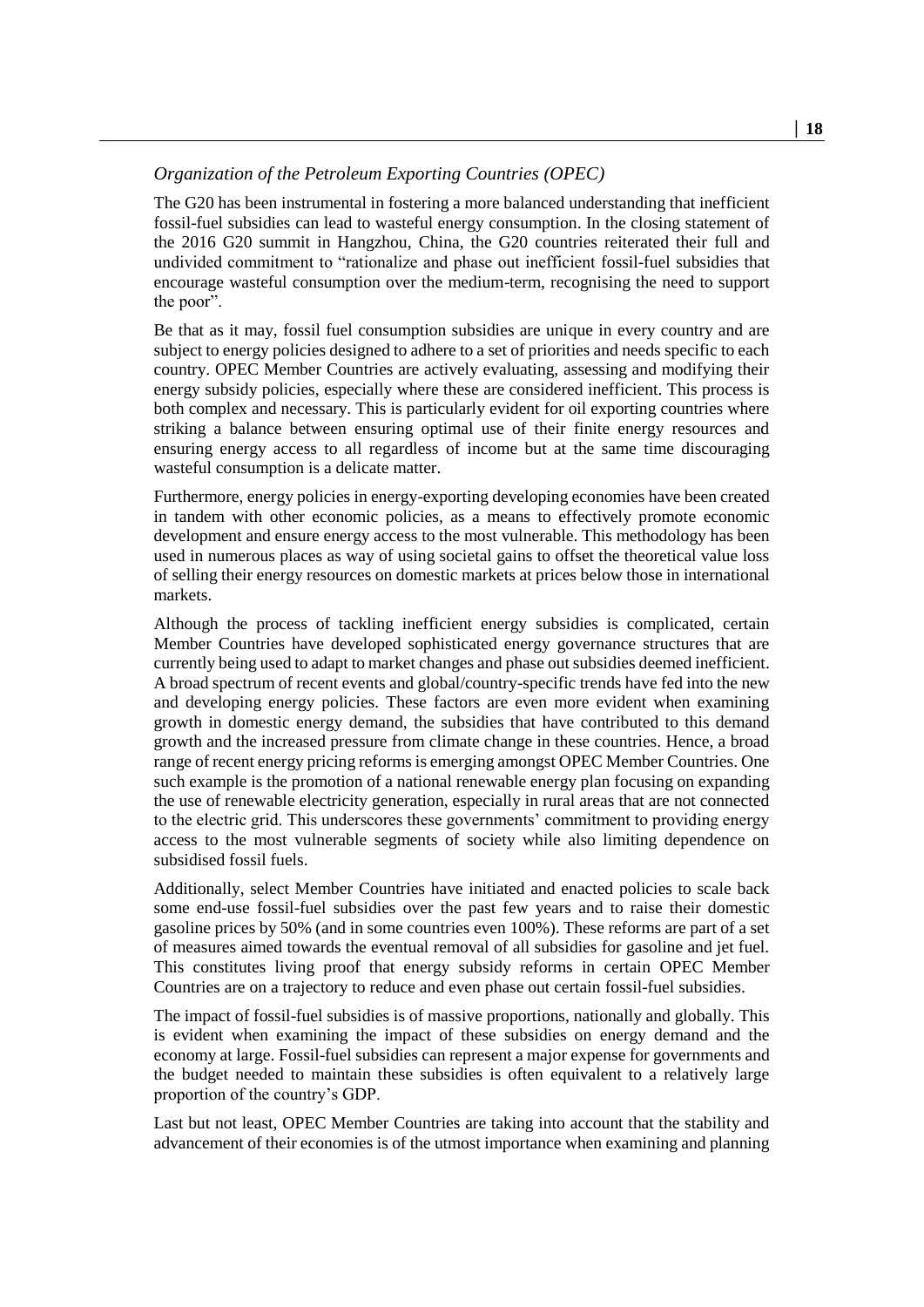*Organization of the Petroleum Exporting Countries (OPEC)*

The G20 has been instrumental in fostering a more balanced understanding that inefficient fossil-fuel subsidies can lead to wasteful energy consumption. In the closing statement of the 2016 G20 summit in Hangzhou, China, the G20 countries reiterated their full and undivided commitment to "rationalize and phase out inefficient fossil-fuel subsidies that encourage wasteful consumption over the medium-term, recognising the need to support the poor".

Be that as it may, fossil fuel consumption subsidies are unique in every country and are subject to energy policies designed to adhere to a set of priorities and needs specific to each country. OPEC Member Countries are actively evaluating, assessing and modifying their energy subsidy policies, especially where these are considered inefficient. This process is both complex and necessary. This is particularly evident for oil exporting countries where striking a balance between ensuring optimal use of their finite energy resources and ensuring energy access to all regardless of income but at the same time discouraging wasteful consumption is a delicate matter.

Furthermore, energy policies in energy-exporting developing economies have been created in tandem with other economic policies, as a means to effectively promote economic development and ensure energy access to the most vulnerable. This methodology has been used in numerous places as way of using societal gains to offset the theoretical value loss of selling their energy resources on domestic markets at prices below those in international markets.

Although the process of tackling inefficient energy subsidies is complicated, certain Member Countries have developed sophisticated energy governance structures that are currently being used to adapt to market changes and phase out subsidies deemed inefficient. A broad spectrum of recent events and global/country-specific trends have fed into the new and developing energy policies. These factors are even more evident when examining growth in domestic energy demand, the subsidies that have contributed to this demand growth and the increased pressure from climate change in these countries. Hence, a broad range of recent energy pricing reforms is emerging amongst OPEC Member Countries. One such example is the promotion of a national renewable energy plan focusing on expanding the use of renewable electricity generation, especially in rural areas that are not connected to the electric grid. This underscores these governments' commitment to providing energy access to the most vulnerable segments of society while also limiting dependence on subsidised fossil fuels.

Additionally, select Member Countries have initiated and enacted policies to scale back some end-use fossil-fuel subsidies over the past few years and to raise their domestic gasoline prices by 50% (and in some countries even 100%). These reforms are part of a set of measures aimed towards the eventual removal of all subsidies for gasoline and jet fuel. This constitutes living proof that energy subsidy reforms in certain OPEC Member Countries are on a trajectory to reduce and even phase out certain fossil-fuel subsidies.

The impact of fossil-fuel subsidies is of massive proportions, nationally and globally. This is evident when examining the impact of these subsidies on energy demand and the economy at large. Fossil-fuel subsidies can represent a major expense for governments and the budget needed to maintain these subsidies is often equivalent to a relatively large proportion of the country's GDP.

Last but not least, OPEC Member Countries are taking into account that the stability and advancement of their economies is of the utmost importance when examining and planning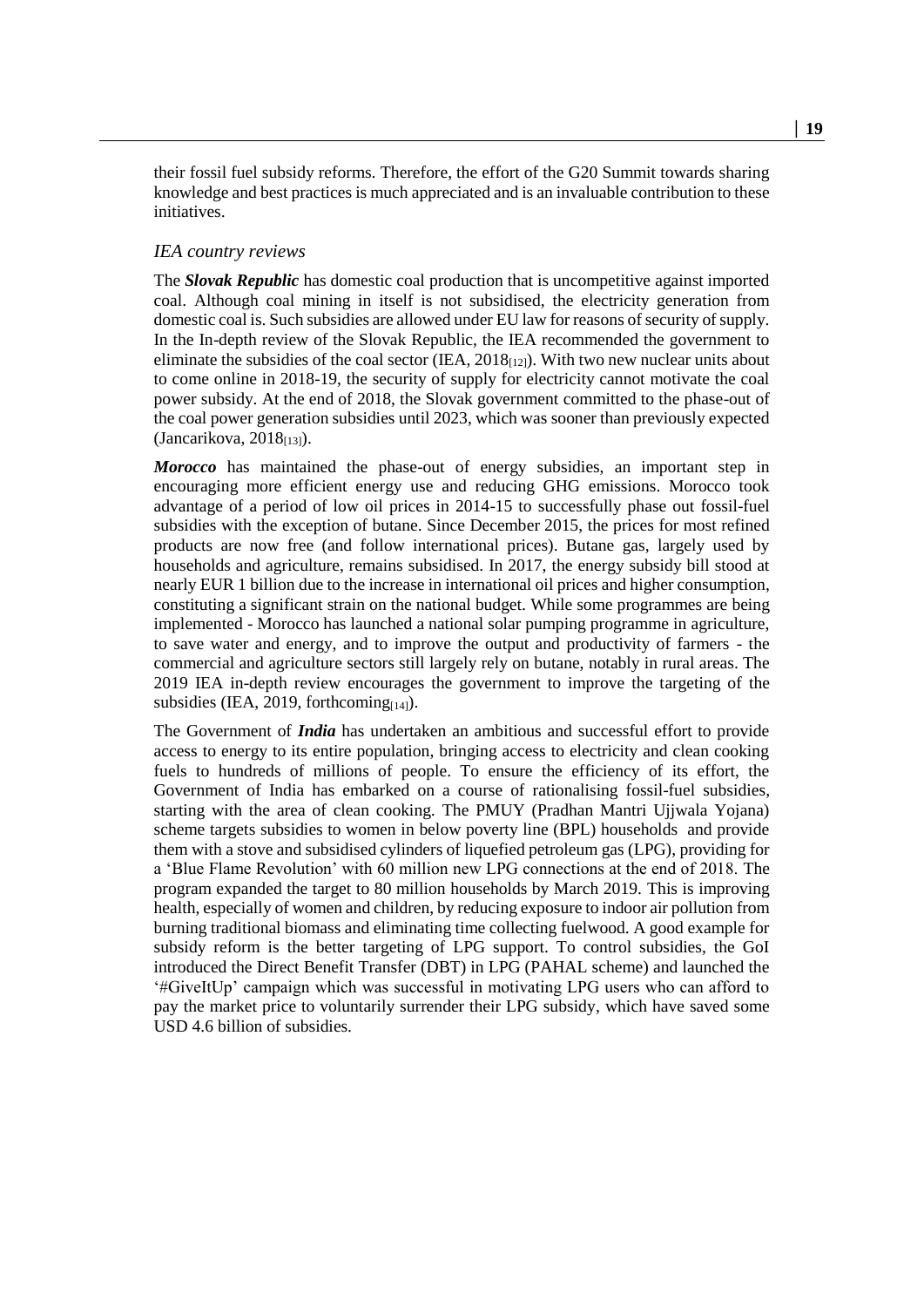their fossil fuel subsidy reforms. Therefore, the effort of the G20 Summit towards sharing knowledge and best practices is much appreciated and is an invaluable contribution to these initiatives.

### *IEA country reviews*

The ***Slovak Republic*** has domestic coal production that is uncompetitive against imported coal. Although coal mining in itself is not subsidised, the electricity generation from domestic coal is. Such subsidies are allowed under EU law for reasons of security of supply. In the In-depth review of the Slovak Republic, the IEA recommended the government to eliminate the subsidies of the coal sector (IEA, 2018[12]). With two new nuclear units about to come online in 2018-19, the security of supply for electricity cannot motivate the coal power subsidy. At the end of 2018, the Slovak government committed to the phase-out of the coal power generation subsidies until 2023, which was sooner than previously expected (Jancarikova, 2018[13]).

***Morocco*** has maintained the phase-out of energy subsidies, an important step in encouraging more efficient energy use and reducing GHG emissions. Morocco took advantage of a period of low oil prices in 2014-15 to successfully phase out fossil-fuel subsidies with the exception of butane. Since December 2015, the prices for most refined products are now free (and follow international prices). Butane gas, largely used by households and agriculture, remains subsidised. In 2017, the energy subsidy bill stood at nearly EUR 1 billion due to the increase in international oil prices and higher consumption, constituting a significant strain on the national budget. While some programmes are being implemented - Morocco has launched a national solar pumping programme in agriculture, to save water and energy, and to improve the output and productivity of farmers - the commercial and agriculture sectors still largely rely on butane, notably in rural areas. The 2019 IEA in-depth review encourages the government to improve the targeting of the subsidies (IEA, 2019, forthcoming[14]).

The Government of ***India*** has undertaken an ambitious and successful effort to provide access to energy to its entire population, bringing access to electricity and clean cooking fuels to hundreds of millions of people. To ensure the efficiency of its effort, the Government of India has embarked on a course of rationalising fossil-fuel subsidies, starting with the area of clean cooking. The PMUY (Pradhan Mantri Ujjwala Yojana) scheme targets subsidies to women in below poverty line (BPL) households and provide them with a stove and subsidised cylinders of liquefied petroleum gas (LPG), providing for a 'Blue Flame Revolution' with 60 million new LPG connections at the end of 2018. The program expanded the target to 80 million households by March 2019. This is improving health, especially of women and children, by reducing exposure to indoor air pollution from burning traditional biomass and eliminating time collecting fuelwood. A good example for subsidy reform is the better targeting of LPG support. To control subsidies, the GoI introduced the Direct Benefit Transfer (DBT) in LPG (PAHAL scheme) and launched the '#GiveItUp' campaign which was successful in motivating LPG users who can afford to pay the market price to voluntarily surrender their LPG subsidy, which have saved some USD 4.6 billion of subsidies.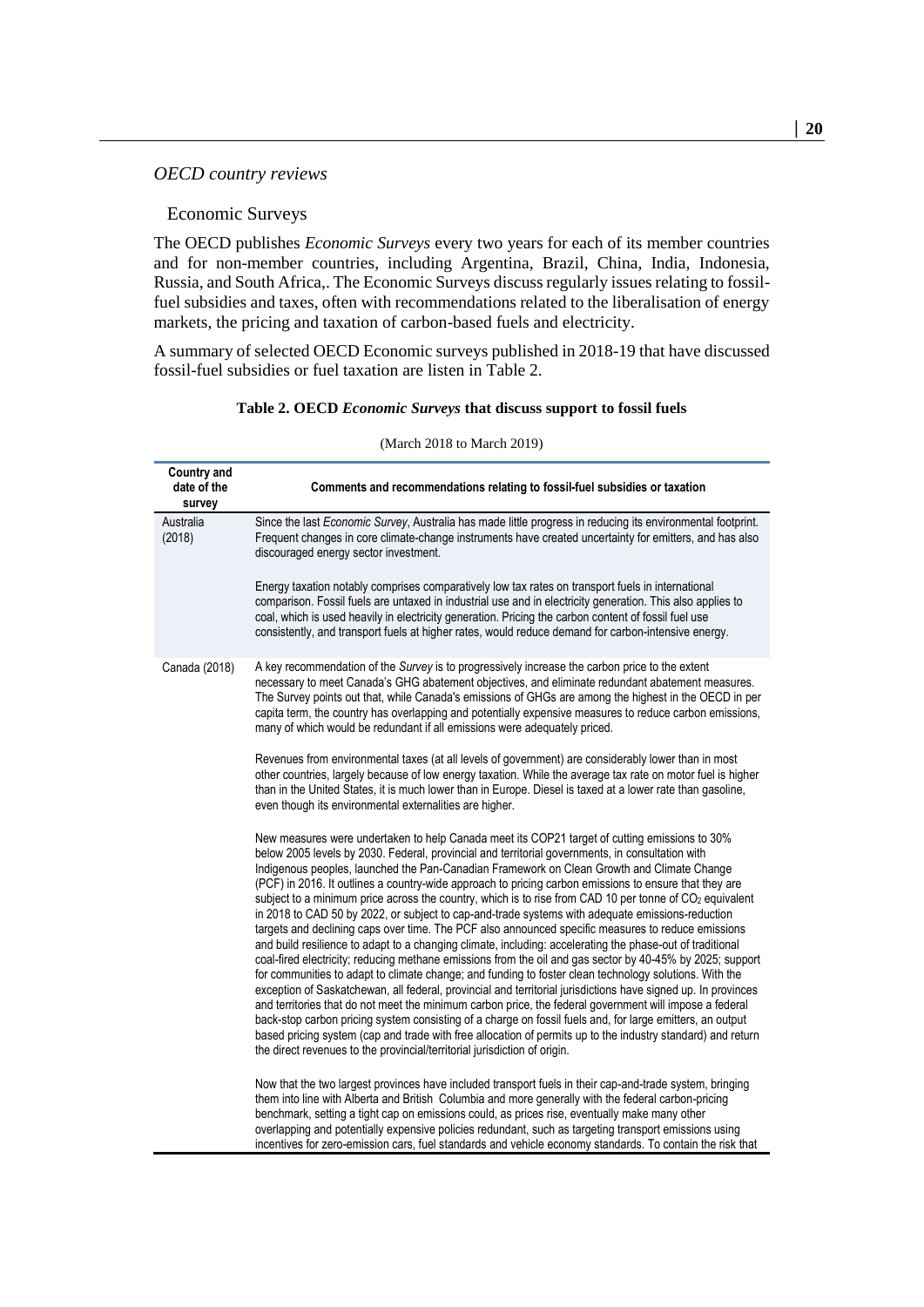*OECD country reviews*

Economic Surveys

The OECD publishes *Economic Surveys* every two years for each of its member countries and for non-member countries, including Argentina, Brazil, China, India, Indonesia, Russia, and South Africa,. The Economic Surveys discuss regularly issues relating to fossil-fuel subsidies and taxes, often with recommendations related to the liberalisation of energy markets, the pricing and taxation of carbon-based fuels and electricity.

A summary of selected OECD Economic surveys published in 2018-19 that have discussed fossil-fuel subsidies or fuel taxation are listen in Table 2.

**Table 2. OECD *Economic Surveys* that discuss support to fossil fuels**

(March 2018 to March 2019)

| Country and date of the survey | Comments and recommendations relating to fossil-fuel subsidies or taxation |
|---|---|
| Australia (2018) | Since the last *Economic Survey*, Australia has made little progress in reducing its environmental footprint. Frequent changes in core climate-change instruments have created uncertainty for emitters, and has also discouraged energy sector investment.<br><br>Energy taxation notably comprises comparatively low tax rates on transport fuels in international comparison. Fossil fuels are untaxed in industrial use and in electricity generation. This also applies to coal, which is used heavily in electricity generation. Pricing the carbon content of fossil fuel use consistently, and transport fuels at higher rates, would reduce demand for carbon-intensive energy. |
| Canada (2018) | A key recommendation of the *Survey* is to progressively increase the carbon price to the extent necessary to meet Canada's GHG abatement objectives, and eliminate redundant abatement measures. The Survey points out that, while Canada's emissions of GHGs are among the highest in the OECD in per capita term, the country has overlapping and potentially expensive measures to reduce carbon emissions, many of which would be redundant if all emissions were adequately priced.<br><br>Revenues from environmental taxes (at all levels of government) are considerably lower than in most other countries, largely because of low energy taxation. While the average tax rate on motor fuel is higher than in the United States, it is much lower than in Europe. Diesel is taxed at a lower rate than gasoline, even though its environmental externalities are higher.<br><br>New measures were undertaken to help Canada meet its COP21 target of cutting emissions to 30% below 2005 levels by 2030. Federal, provincial and territorial governments, in consultation with Indigenous peoples, launched the Pan-Canadian Framework on Clean Growth and Climate Change (PCF) in 2016. It outlines a country-wide approach to pricing carbon emissions to ensure that they are subject to a minimum price across the country, which is to rise from CAD 10 per tonne of $CO_2$ equivalent in 2018 to CAD 50 by 2022, or subject to cap-and-trade systems with adequate emissions-reduction targets and declining caps over time. The PCF also announced specific measures to reduce emissions and build resilience to adapt to a changing climate, including: accelerating the phase-out of traditional coal-fired electricity; reducing methane emissions from the oil and gas sector by 40-45% by 2025; support for communities to adapt to climate change; and funding to foster clean technology solutions. With the exception of Saskatchewan, all federal, provincial and territorial jurisdictions have signed up. In provinces and territories that do not meet the minimum carbon price, the federal government will impose a federal back-stop carbon pricing system consisting of a charge on fossil fuels and, for large emitters, an output based pricing system (cap and trade with free allocation of permits up to the industry standard) and return the direct revenues to the provincial/territorial jurisdiction of origin.<br><br>Now that the two largest provinces have included transport fuels in their cap-and-trade system, bringing them into line with Alberta and British Columbia and more generally with the federal carbon-pricing benchmark, setting a tight cap on emissions could, as prices rise, eventually make many other overlapping and potentially expensive policies redundant, such as targeting transport emissions using incentives for zero-emission cars, fuel standards and vehicle economy standards. To contain the risk that |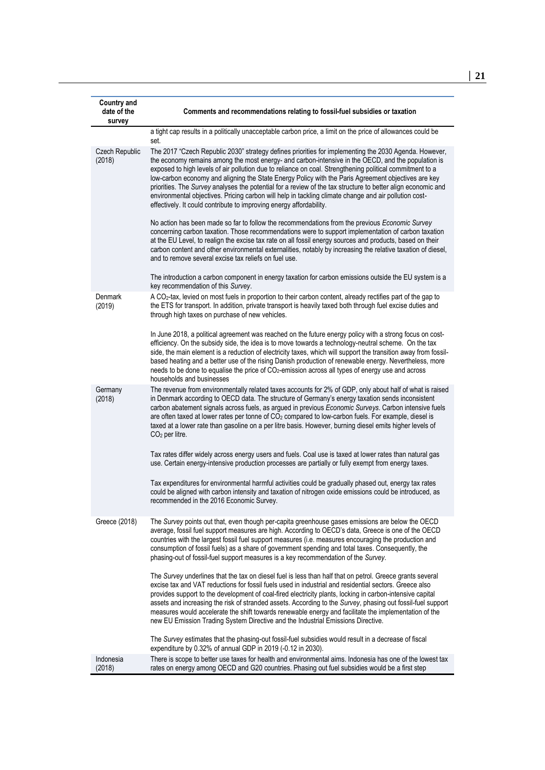| Country and date of the survey | Comments and recommendations relating to fossil-fuel subsidies or taxation |
|---|---|
| | a tight cap results in a politically unacceptable carbon price, a limit on the price of allowances could be set. |
| Czech Republic (2018) | The 2017 "Czech Republic 2030" strategy defines priorities for implementing the 2030 Agenda. However, the economy remains among the most energy- and carbon-intensive in the OECD, and the population is exposed to high levels of air pollution due to reliance on coal. Strengthening political commitment to a low-carbon economy and aligning the State Energy Policy with the Paris Agreement objectives are key priorities. The *Survey* analyses the potential for a review of the tax structure to better align economic and environmental objectives. Pricing carbon will help in tackling climate change and air pollution cost-effectively. It could contribute to improving energy affordability.<br><br>No action has been made so far to follow the recommendations from the previous *Economic Survey* concerning carbon taxation. Those recommendations were to support implementation of carbon taxation at the EU Level, to realign the excise tax rate on all fossil energy sources and products, based on their carbon content and other environmental externalities, notably by increasing the relative taxation of diesel, and to remove several excise tax reliefs on fuel use.<br><br>The introduction a carbon component in energy taxation for carbon emissions outside the EU system is a key recommendation of this *Survey*. |
| Denmark (2019) | A $CO_2$-tax, levied on most fuels in proportion to their carbon content, already rectifies part of the gap to the ETS for transport. In addition, private transport is heavily taxed both through fuel excise duties and through high taxes on purchase of new vehicles.<br><br>In June 2018, a political agreement was reached on the future energy policy with a strong focus on cost-efficiency. On the subsidy side, the idea is to move towards a technology-neutral scheme. On the tax side, the main element is a reduction of electricity taxes, which will support the transition away from fossil-based heating and a better use of the rising Danish production of renewable energy. Nevertheless, more needs to be done to equalise the price of $CO_2$-emission across all types of energy use and across households and businesses |
| Germany (2018) | The revenue from environmentally related taxes accounts for 2% of GDP, only about half of what is raised in Denmark according to OECD data. The structure of Germany's energy taxation sends inconsistent carbon abatement signals across fuels, as argued in previous *Economic Surveys*. Carbon intensive fuels are often taxed at lower rates per tonne of $CO_2$ compared to low-carbon fuels. For example, diesel is taxed at a lower rate than gasoline on a per litre basis. However, burning diesel emits higher levels of $CO_2$ per litre.<br><br>Tax rates differ widely across energy users and fuels. Coal use is taxed at lower rates than natural gas use. Certain energy-intensive production processes are partially or fully exempt from energy taxes.<br><br>Tax expenditures for environmental harmful activities could be gradually phased out, energy tax rates could be aligned with carbon intensity and taxation of nitrogen oxide emissions could be introduced, as recommended in the 2016 Economic Survey. |
| Greece (2018) | The *Survey* points out that, even though per-capita greenhouse gases emissions are below the OECD average, fossil fuel support measures are high. According to OECD's data, Greece is one of the OECD countries with the largest fossil fuel support measures (i.e. measures encouraging the production and consumption of fossil fuels) as a share of government spending and total taxes. Consequently, the phasing-out of fossil-fuel support measures is a key recommendation of the *Survey*.<br><br>The *Survey* underlines that the tax on diesel fuel is less than half that on petrol. Greece grants several excise tax and VAT reductions for fossil fuels used in industrial and residential sectors. Greece also provides support to the development of coal-fired electricity plants, locking in carbon-intensive capital assets and increasing the risk of stranded assets. According to the *Survey*, phasing out fossil-fuel support measures would accelerate the shift towards renewable energy and facilitate the implementation of the new EU Emission Trading System Directive and the Industrial Emissions Directive.<br><br>The *Survey* estimates that the phasing-out fossil-fuel subsidies would result in a decrease of fiscal expenditure by 0.32% of annual GDP in 2019 (-0.12 in 2030). |
| Indonesia (2018) | There is scope to better use taxes for health and environmental aims. Indonesia has one of the lowest tax rates on energy among OECD and G20 countries. Phasing out fuel subsidies would be a first step |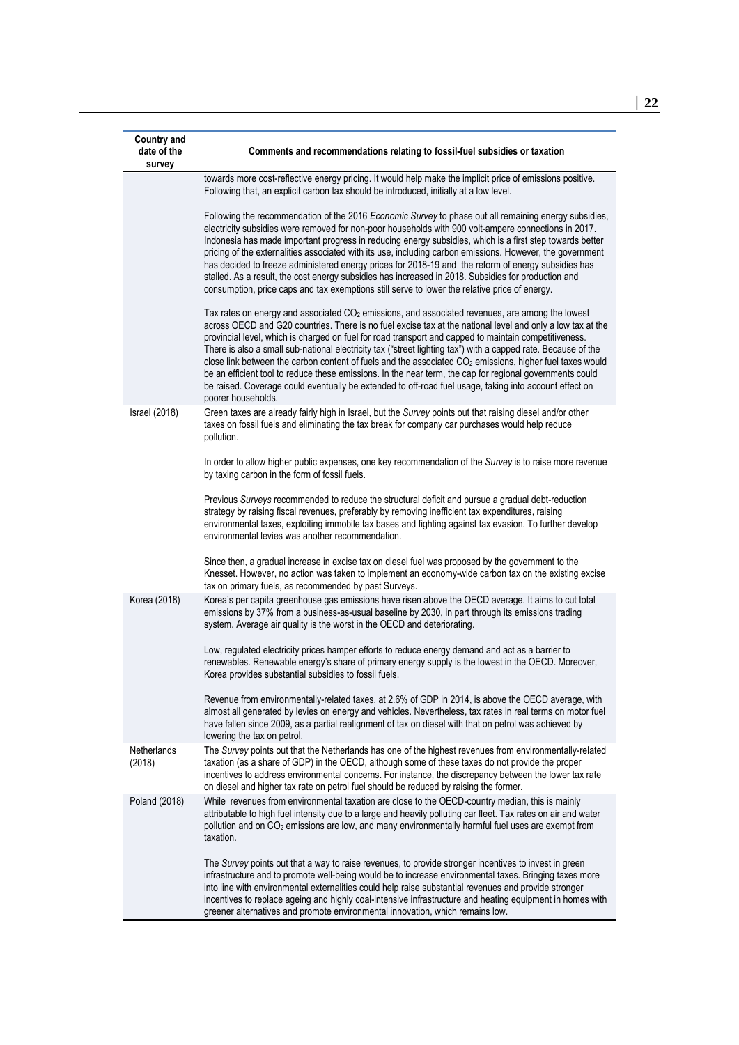| Country and date of the survey | Comments and recommendations relating to fossil-fuel subsidies or taxation |
|---|---|
| | towards more cost-reflective energy pricing. It would help make the implicit price of emissions positive. Following that, an explicit carbon tax should be introduced, initially at a low level.<br><br>Following the recommendation of the 2016 *Economic Survey* to phase out all remaining energy subsidies, electricity subsidies were removed for non-poor households with 900 volt-ampere connections in 2017. Indonesia has made important progress in reducing energy subsidies, which is a first step towards better pricing of the externalities associated with its use, including carbon emissions. However, the government has decided to freeze administered energy prices for 2018-19 and the reform of energy subsidies has stalled. As a result, the cost energy subsidies has increased in 2018. Subsidies for production and consumption, price caps and tax exemptions still serve to lower the relative price of energy.<br><br>Tax rates on energy and associated $CO_2$ emissions, and associated revenues, are among the lowest across OECD and G20 countries. There is no fuel excise tax at the national level and only a low tax at the provincial level, which is charged on fuel for road transport and capped to maintain competitiveness. There is also a small sub-national electricity tax ("street lighting tax") with a capped rate. Because of the close link between the carbon content of fuels and the associated $CO_2$ emissions, higher fuel taxes would be an efficient tool to reduce these emissions. In the near term, the cap for regional governments could be raised. Coverage could eventually be extended to off-road fuel usage, taking into account effect on poorer households. |
| Israel (2018) | Green taxes are already fairly high in Israel, but the *Survey* points out that raising diesel and/or other taxes on fossil fuels and eliminating the tax break for company car purchases would help reduce pollution.<br><br>In order to allow higher public expenses, one key recommendation of the *Survey* is to raise more revenue by taxing carbon in the form of fossil fuels.<br><br>Previous *Surveys* recommended to reduce the structural deficit and pursue a gradual debt-reduction strategy by raising fiscal revenues, preferably by removing inefficient tax expenditures, raising environmental taxes, exploiting immobile tax bases and fighting against tax evasion. To further develop environmental levies was another recommendation.<br><br>Since then, a gradual increase in excise tax on diesel fuel was proposed by the government to the Knesset. However, no action was taken to implement an economy-wide carbon tax on the existing excise tax on primary fuels, as recommended by past Surveys. |
| Korea (2018) | Korea's per capita greenhouse gas emissions have risen above the OECD average. It aims to cut total emissions by 37% from a business-as-usual baseline by 2030, in part through its emissions trading system. Average air quality is the worst in the OECD and deteriorating.<br><br>Low, regulated electricity prices hamper efforts to reduce energy demand and act as a barrier to renewables. Renewable energy's share of primary energy supply is the lowest in the OECD. Moreover, Korea provides substantial subsidies to fossil fuels.<br><br>Revenue from environmentally-related taxes, at 2.6% of GDP in 2014, is above the OECD average, with almost all generated by levies on energy and vehicles. Nevertheless, tax rates in real terms on motor fuel have fallen since 2009, as a partial realignment of tax on diesel with that on petrol was achieved by lowering the tax on petrol. |
| Netherlands (2018) | The *Survey* points out that the Netherlands has one of the highest revenues from environmentally-related taxation (as a share of GDP) in the OECD, although some of these taxes do not provide the proper incentives to address environmental concerns. For instance, the discrepancy between the lower tax rate on diesel and higher tax rate on petrol fuel should be reduced by raising the former. |
| Poland (2018) | While revenues from environmental taxation are close to the OECD-country median, this is mainly attributable to high fuel intensity due to a large and heavily polluting car fleet. Tax rates on air and water pollution and on $CO_2$ emissions are low, and many environmentally harmful fuel uses are exempt from taxation.<br><br>The *Survey* points out that a way to raise revenues, to provide stronger incentives to invest in green infrastructure and to promote well-being would be to increase environmental taxes. Bringing taxes more into line with environmental externalities could help raise substantial revenues and provide stronger incentives to replace ageing and highly coal-intensive infrastructure and heating equipment in homes with greener alternatives and promote environmental innovation, which remains low. |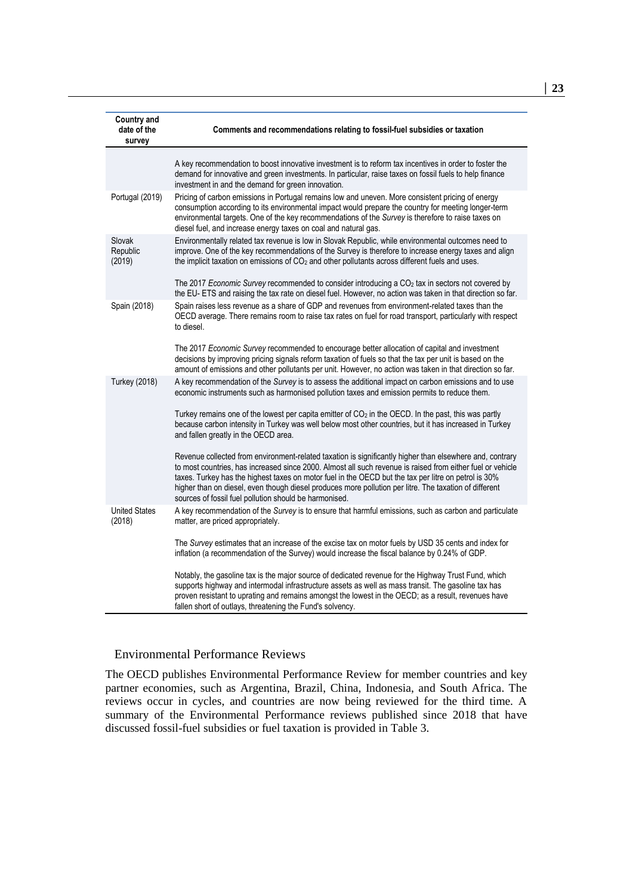| Country and date of the survey | Comments and recommendations relating to fossil-fuel subsidies or taxation |
|---|---|
| | A key recommendation to boost innovative investment is to reform tax incentives in order to foster the demand for innovative and green investments. In particular, raise taxes on fossil fuels to help finance investment in and the demand for green innovation. |
| Portugal (2019) | Pricing of carbon emissions in Portugal remains low and uneven. More consistent pricing of energy consumption according to its environmental impact would prepare the country for meeting longer-term environmental targets. One of the key recommendations of the *Survey* is therefore to raise taxes on diesel fuel, and increase energy taxes on coal and natural gas. |
| Slovak Republic (2019) | Environmentally related tax revenue is low in Slovak Republic, while environmental outcomes need to improve. One of the key recommendations of the Survey is therefore to increase energy taxes and align the implicit taxation on emissions of $CO_2$ and other pollutants across different fuels and uses.<br><br>The 2017 *Economic Survey* recommended to consider introducing a $CO_2$ tax in sectors not covered by the EU- ETS and raising the tax rate on diesel fuel. However, no action was taken in that direction so far. |
| Spain (2018) | Spain raises less revenue as a share of GDP and revenues from environment-related taxes than the OECD average. There remains room to raise tax rates on fuel for road transport, particularly with respect to diesel.<br><br>The 2017 *Economic Survey* recommended to encourage better allocation of capital and investment decisions by improving pricing signals reform taxation of fuels so that the tax per unit is based on the amount of emissions and other pollutants per unit. However, no action was taken in that direction so far. |
| Turkey (2018) | A key recommendation of the *Survey* is to assess the additional impact on carbon emissions and to use economic instruments such as harmonised pollution taxes and emission permits to reduce them.<br><br>Turkey remains one of the lowest per capita emitter of $CO_2$ in the OECD. In the past, this was partly because carbon intensity in Turkey was well below most other countries, but it has increased in Turkey and fallen greatly in the OECD area.<br><br>Revenue collected from environment-related taxation is significantly higher than elsewhere and, contrary to most countries, has increased since 2000. Almost all such revenue is raised from either fuel or vehicle taxes. Turkey has the highest taxes on motor fuel in the OECD but the tax per litre on petrol is 30% higher than on diesel, even though diesel produces more pollution per litre. The taxation of different sources of fossil fuel pollution should be harmonised. |
| United States (2018) | A key recommendation of the *Survey* is to ensure that harmful emissions, such as carbon and particulate matter, are priced appropriately.<br><br>The *Survey* estimates that an increase of the excise tax on motor fuels by USD 35 cents and index for inflation (a recommendation of the Survey) would increase the fiscal balance by 0.24% of GDP.<br><br>Notably, the gasoline tax is the major source of dedicated revenue for the Highway Trust Fund, which supports highway and intermodal infrastructure assets as well as mass transit. The gasoline tax has proven resistant to uprating and remains amongst the lowest in the OECD; as a result, revenues have fallen short of outlays, threatening the Fund's solvency. |

## Environmental Performance Reviews

The OECD publishes Environmental Performance Review for member countries and key partner economies, such as Argentina, Brazil, China, Indonesia, and South Africa. The reviews occur in cycles, and countries are now being reviewed for the third time. A summary of the Environmental Performance reviews published since 2018 that have discussed fossil-fuel subsidies or fuel taxation is provided in Table 3.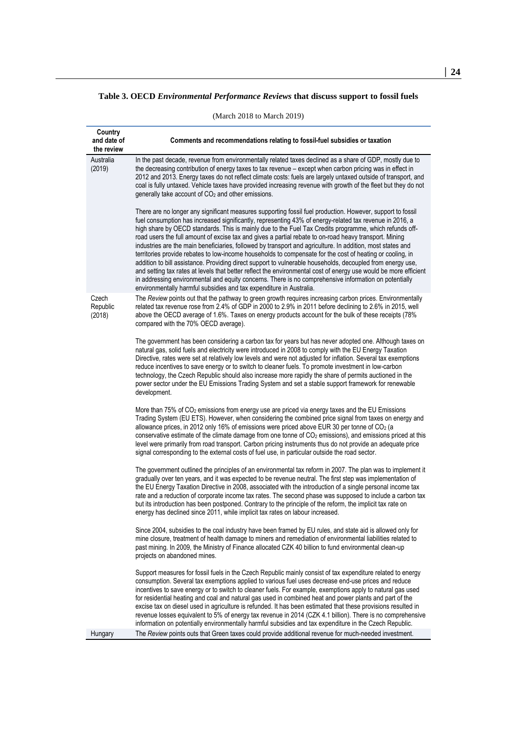**Table 3. OECD *Environmental Performance Reviews* that discuss support to fossil fuels**

(March 2018 to March 2019)

| Country and date of the review | Comments and recommendations relating to fossil-fuel subsidies or taxation |
|---|---|
| Australia (2019) | In the past decade, revenue from environmentally related taxes declined as a share of GDP, mostly due to the decreasing contribution of energy taxes to tax revenue – except when carbon pricing was in effect in 2012 and 2013. Energy taxes do not reflect climate costs: fuels are largely untaxed outside of transport, and coal is fully untaxed. Vehicle taxes have provided increasing revenue with growth of the fleet but they do not generally take account of $CO_2$ and other emissions.<br><br>There are no longer any significant measures supporting fossil fuel production. However, support to fossil fuel consumption has increased significantly, representing 43% of energy-related tax revenue in 2016, a high share by OECD standards. This is mainly due to the Fuel Tax Credits programme, which refunds off-road users the full amount of excise tax and gives a partial rebate to on-road heavy transport. Mining industries are the main beneficiaries, followed by transport and agriculture. In addition, most states and territories provide rebates to low-income households to compensate for the cost of heating or cooling, in addition to bill assistance. Providing direct support to vulnerable households, decoupled from energy use, and setting tax rates at levels that better reflect the environmental cost of energy use would be more efficient in addressing environmental and equity concerns. There is no comprehensive information on potentially environmentally harmful subsidies and tax expenditure in Australia. |
| Czech Republic (2018) | The *Review* points out that the pathway to green growth requires increasing carbon prices. Environmentally related tax revenue rose from 2.4% of GDP in 2000 to 2.9% in 2011 before declining to 2.6% in 2015, well above the OECD average of 1.6%. Taxes on energy products account for the bulk of these receipts (78% compared with the 70% OECD average).<br><br>The government has been considering a carbon tax for years but has never adopted one. Although taxes on natural gas, solid fuels and electricity were introduced in 2008 to comply with the EU Energy Taxation Directive, rates were set at relatively low levels and were not adjusted for inflation. Several tax exemptions reduce incentives to save energy or to switch to cleaner fuels. To promote investment in low-carbon technology, the Czech Republic should also increase more rapidly the share of permits auctioned in the power sector under the EU Emissions Trading System and set a stable support framework for renewable development.<br><br>More than 75% of $CO_2$ emissions from energy use are priced via energy taxes and the EU Emissions Trading System (EU ETS). However, when considering the combined price signal from taxes on energy and allowance prices, in 2012 only 16% of emissions were priced above EUR 30 per tonne of $CO_2$ (a conservative estimate of the climate damage from one tonne of $CO_2$ emissions), and emissions priced at this level were primarily from road transport. Carbon pricing instruments thus do not provide an adequate price signal corresponding to the external costs of fuel use, in particular outside the road sector.<br><br>The government outlined the principles of an environmental tax reform in 2007. The plan was to implement it gradually over ten years, and it was expected to be revenue neutral. The first step was implementation of the EU Energy Taxation Directive in 2008, associated with the introduction of a single personal income tax rate and a reduction of corporate income tax rates. The second phase was supposed to include a carbon tax but its introduction has been postponed. Contrary to the principle of the reform, the implicit tax rate on energy has declined since 2011, while implicit tax rates on labour increased.<br><br>Since 2004, subsidies to the coal industry have been framed by EU rules, and state aid is allowed only for mine closure, treatment of health damage to miners and remediation of environmental liabilities related to past mining. In 2009, the Ministry of Finance allocated CZK 40 billion to fund environmental clean-up projects on abandoned mines.<br><br>Support measures for fossil fuels in the Czech Republic mainly consist of tax expenditure related to energy consumption. Several tax exemptions applied to various fuel uses decrease end-use prices and reduce incentives to save energy or to switch to cleaner fuels. For example, exemptions apply to natural gas used for residential heating and coal and natural gas used in combined heat and power plants and part of the excise tax on diesel used in agriculture is refunded. It has been estimated that these provisions resulted in revenue losses equivalent to 5% of energy tax revenue in 2014 (CZK 4.1 billion). There is no comprehensive information on potentially environmentally harmful subsidies and tax expenditure in the Czech Republic. |
| Hungary | The *Review* points outs that Green taxes could provide additional revenue for much-needed investment. |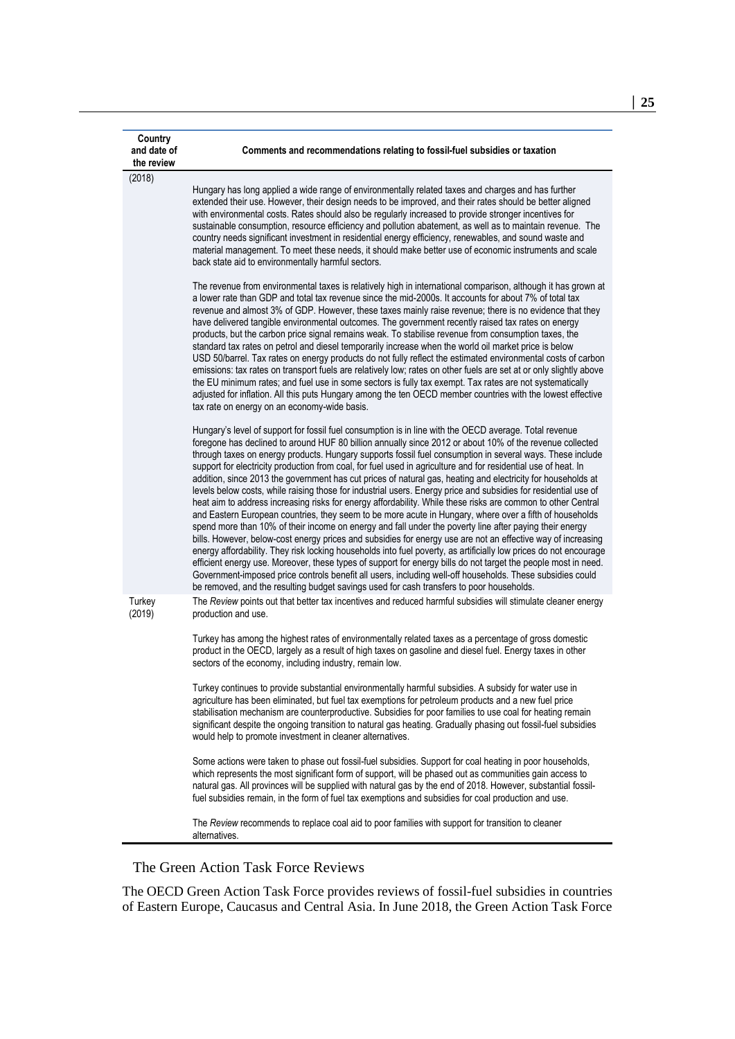| Country and date of the review | Comments and recommendations relating to fossil-fuel subsidies or taxation |
|---|---|
| (2018) | Hungary has long applied a wide range of environmentally related taxes and charges and has further extended their use. However, their design needs to be improved, and their rates should be better aligned with environmental costs. Rates should also be regularly increased to provide stronger incentives for sustainable consumption, resource efficiency and pollution abatement, as well as to maintain revenue. The country needs significant investment in residential energy efficiency, renewables, and sound waste and material management. To meet these needs, it should make better use of economic instruments and scale back state aid to environmentally harmful sectors.<br><br>The revenue from environmental taxes is relatively high in international comparison, although it has grown at a lower rate than GDP and total tax revenue since the mid-2000s. It accounts for about 7% of total tax revenue and almost 3% of GDP. However, these taxes mainly raise revenue; there is no evidence that they have delivered tangible environmental outcomes. The government recently raised tax rates on energy products, but the carbon price signal remains weak. To stabilise revenue from consumption taxes, the standard tax rates on petrol and diesel temporarily increase when the world oil market price is below USD 50/barrel. Tax rates on energy products do not fully reflect the estimated environmental costs of carbon emissions: tax rates on transport fuels are relatively low; rates on other fuels are set at or only slightly above the EU minimum rates; and fuel use in some sectors is fully tax exempt. Tax rates are not systematically adjusted for inflation. All this puts Hungary among the ten OECD member countries with the lowest effective tax rate on energy on an economy-wide basis.<br><br>Hungary's level of support for fossil fuel consumption is in line with the OECD average. Total revenue foregone has declined to around HUF 80 billion annually since 2012 or about 10% of the revenue collected through taxes on energy products. Hungary supports fossil fuel consumption in several ways. These include support for electricity production from coal, for fuel used in agriculture and for residential use of heat. In addition, since 2013 the government has cut prices of natural gas, heating and electricity for households at levels below costs, while raising those for industrial users. Energy price and subsidies for residential use of heat aim to address increasing risks for energy affordability. While these risks are common to other Central and Eastern European countries, they seem to be more acute in Hungary, where over a fifth of households spend more than 10% of their income on energy and fall under the poverty line after paying their energy bills. However, below-cost energy prices and subsidies for energy use are not an effective way of increasing energy affordability. They risk locking households into fuel poverty, as artificially low prices do not encourage efficient energy use. Moreover, these types of support for energy bills do not target the people most in need. Government-imposed price controls benefit all users, including well-off households. These subsidies could be removed, and the resulting budget savings used for cash transfers to poor households. |
| Turkey (2019) | The *Review* points out that better tax incentives and reduced harmful subsidies will stimulate cleaner energy production and use.<br><br>Turkey has among the highest rates of environmentally related taxes as a percentage of gross domestic product in the OECD, largely as a result of high taxes on gasoline and diesel fuel. Energy taxes in other sectors of the economy, including industry, remain low.<br><br>Turkey continues to provide substantial environmentally harmful subsidies. A subsidy for water use in agriculture has been eliminated, but fuel tax exemptions for petroleum products and a new fuel price stabilisation mechanism are counterproductive. Subsidies for poor families to use coal for heating remain significant despite the ongoing transition to natural gas heating. Gradually phasing out fossil-fuel subsidies would help to promote investment in cleaner alternatives.<br><br>Some actions were taken to phase out fossil-fuel subsidies. Support for coal heating in poor households, which represents the most significant form of support, will be phased out as communities gain access to natural gas. All provinces will be supplied with natural gas by the end of 2018. However, substantial fossil-fuel subsidies remain, in the form of fuel tax exemptions and subsidies for coal production and use.<br><br>The *Review* recommends to replace coal aid to poor families with support for transition to cleaner alternatives. |

## The Green Action Task Force Reviews

The OECD Green Action Task Force provides reviews of fossil-fuel subsidies in countries of Eastern Europe, Caucasus and Central Asia. In June 2018, the Green Action Task Force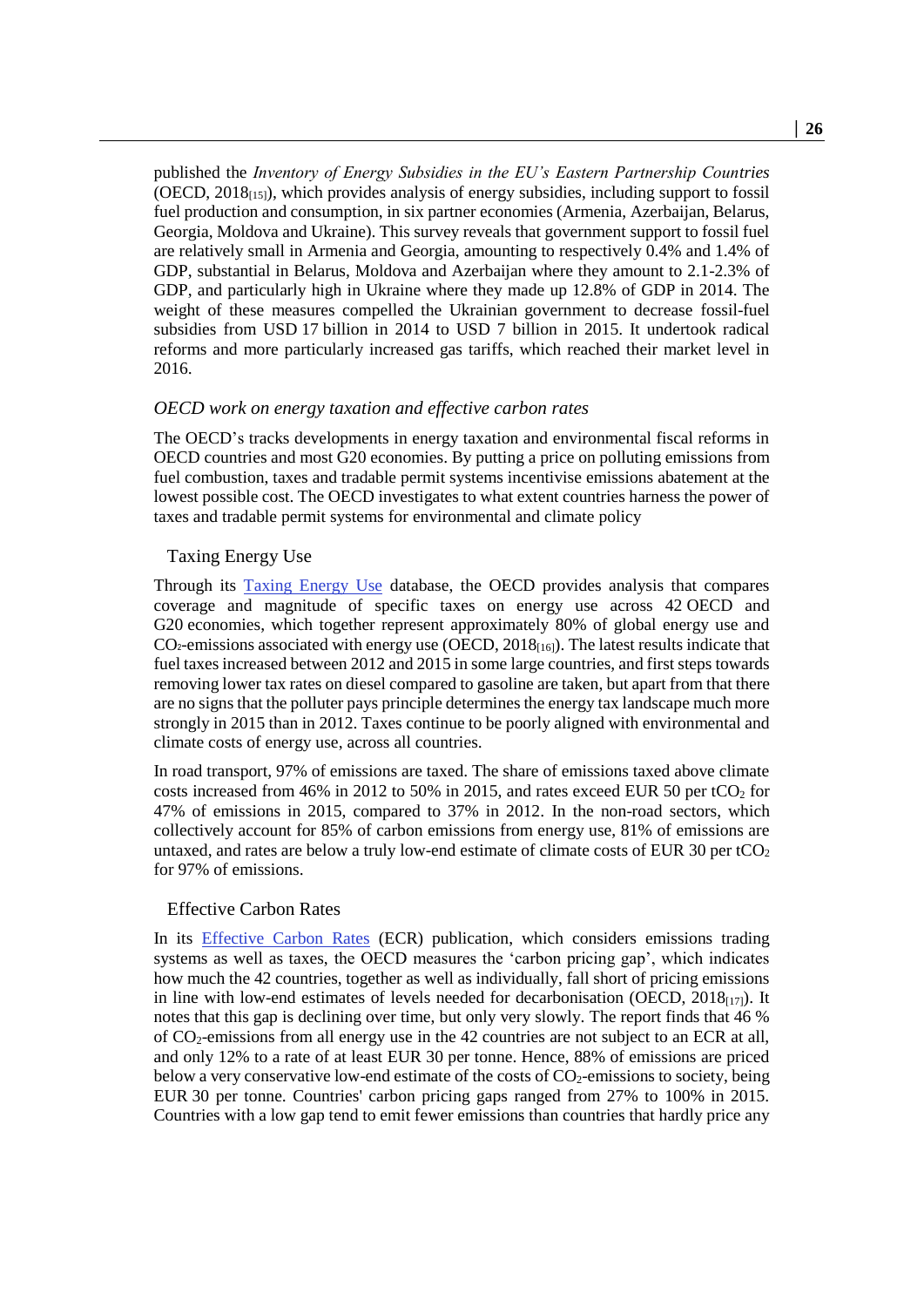published the *Inventory of Energy Subsidies in the EU's Eastern Partnership Countries* (OECD, 2018[15]), which provides analysis of energy subsidies, including support to fossil fuel production and consumption, in six partner economies (Armenia, Azerbaijan, Belarus, Georgia, Moldova and Ukraine). This survey reveals that government support to fossil fuel are relatively small in Armenia and Georgia, amounting to respectively 0.4% and 1.4% of GDP, substantial in Belarus, Moldova and Azerbaijan where they amount to 2.1-2.3% of GDP, and particularly high in Ukraine where they made up 12.8% of GDP in 2014. The weight of these measures compelled the Ukrainian government to decrease fossil-fuel subsidies from USD 17 billion in 2014 to USD 7 billion in 2015. It undertook radical reforms and more particularly increased gas tariffs, which reached their market level in 2016.

### *OECD work on energy taxation and effective carbon rates*

The OECD's tracks developments in energy taxation and environmental fiscal reforms in OECD countries and most G20 economies. By putting a price on polluting emissions from fuel combustion, taxes and tradable permit systems incentivise emissions abatement at the lowest possible cost. The OECD investigates to what extent countries harness the power of taxes and tradable permit systems for environmental and climate policy

#### Taxing Energy Use

Through its Taxing Energy Use database, the OECD provides analysis that compares coverage and magnitude of specific taxes on energy use across 42 OECD and G20 economies, which together represent approximately 80% of global energy use and $CO_2$-emissions associated with energy use (OECD, 2018[16]). The latest results indicate that fuel taxes increased between 2012 and 2015 in some large countries, and first steps towards removing lower tax rates on diesel compared to gasoline are taken, but apart from that there are no signs that the polluter pays principle determines the energy tax landscape much more strongly in 2015 than in 2012. Taxes continue to be poorly aligned with environmental and climate costs of energy use, across all countries.

In road transport, 97% of emissions are taxed. The share of emissions taxed above climate costs increased from 46% in 2012 to 50% in 2015, and rates exceed EUR 50 per $tCO_2$ for 47% of emissions in 2015, compared to 37% in 2012. In the non-road sectors, which collectively account for 85% of carbon emissions from energy use, 81% of emissions are untaxed, and rates are below a truly low-end estimate of climate costs of EUR 30 per $tCO_2$ for 97% of emissions.

#### Effective Carbon Rates

In its Effective Carbon Rates (ECR) publication, which considers emissions trading systems as well as taxes, the OECD measures the 'carbon pricing gap', which indicates how much the 42 countries, together as well as individually, fall short of pricing emissions in line with low-end estimates of levels needed for decarbonisation (OECD, 2018[17]). It notes that this gap is declining over time, but only very slowly. The report finds that 46 % of $CO_2$-emissions from all energy use in the 42 countries are not subject to an ECR at all, and only 12% to a rate of at least EUR 30 per tonne. Hence, 88% of emissions are priced below a very conservative low-end estimate of the costs of $CO_2$-emissions to society, being EUR 30 per tonne. Countries' carbon pricing gaps ranged from 27% to 100% in 2015. Countries with a low gap tend to emit fewer emissions than countries that hardly price any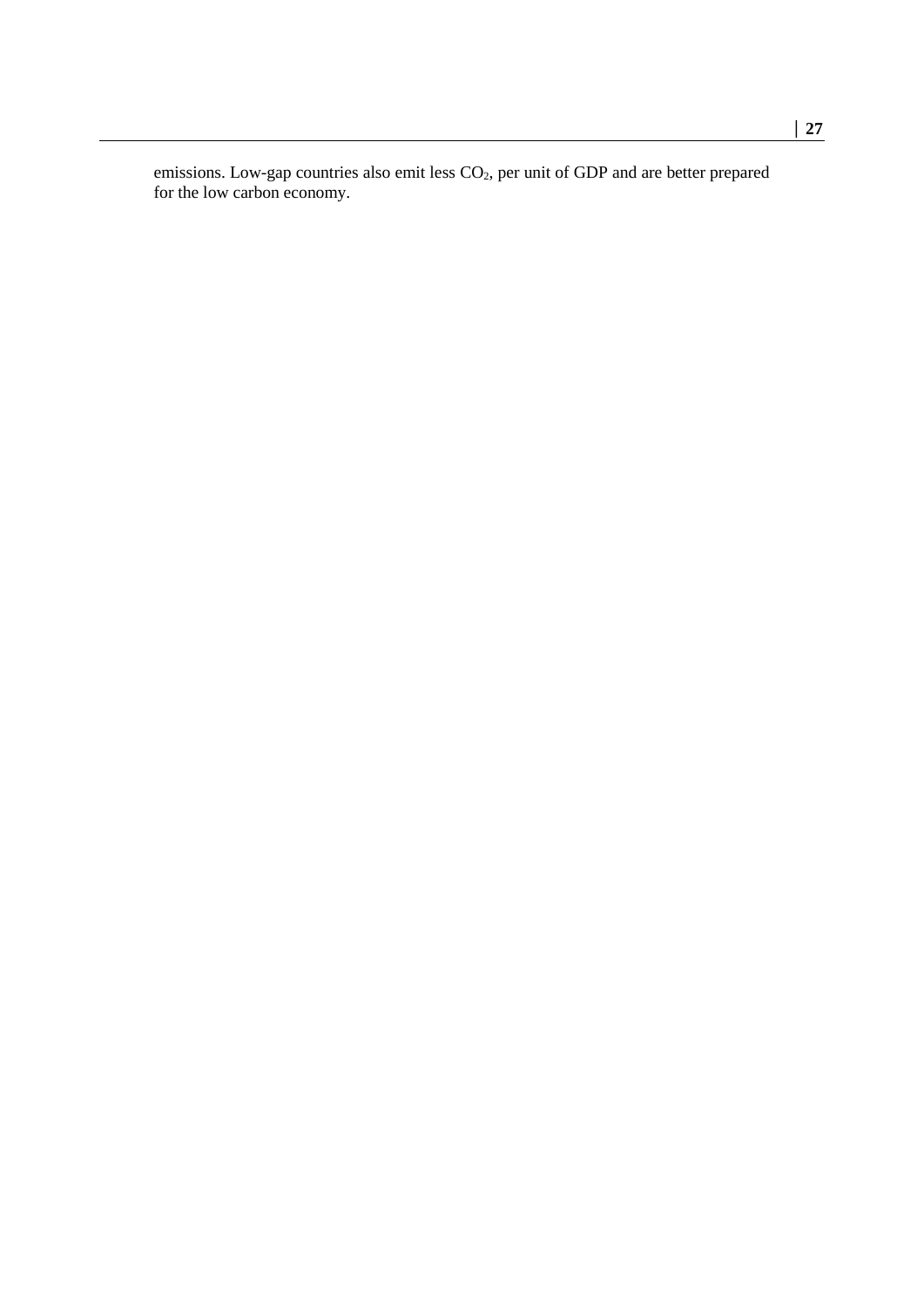emissions. Low-gap countries also emit less $CO_2$, per unit of GDP and are better prepared for the low carbon economy.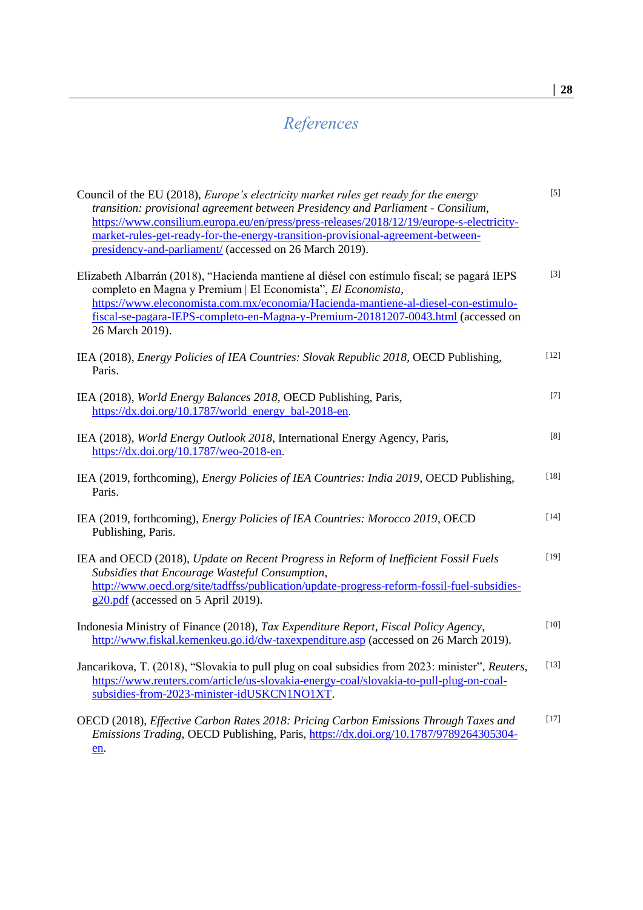## *References*

Council of the EU (2018), *Europe's electricity market rules get ready for the energy transition: provisional agreement between Presidency and Parliament - Consilium*, https://www.consilium.europa.eu/en/press/press-releases/2018/12/19/europe-s-electricity-market-rules-get-ready-for-the-energy-transition-provisional-agreement-between-presidency-and-parliament/ (accessed on 26 March 2019). [5]

Elizabeth Albarrán (2018), "Hacienda mantiene al diésel con estímulo fiscal; se pagará IEPS completo en Magna y Premium | El Economista", *El Economista*, https://www.eleconomista.com.mx/economia/Hacienda-mantiene-al-diesel-con-estimulo-fiscal-se-pagara-IEPS-completo-en-Magna-y-Premium-20181207-0043.html (accessed on 26 March 2019). [3]

IEA (2018), *Energy Policies of IEA Countries: Slovak Republic 2018*, OECD Publishing, Paris. [12]

IEA (2018), *World Energy Balances 2018*, OECD Publishing, Paris, https://dx.doi.org/10.1787/world_energy_bal-2018-en. [7]

IEA (2018), *World Energy Outlook 2018*, International Energy Agency, Paris, https://dx.doi.org/10.1787/weo-2018-en. [8]

IEA (2019, forthcoming), *Energy Policies of IEA Countries: India 2019*, OECD Publishing, Paris. [18]

IEA (2019, forthcoming), *Energy Policies of IEA Countries: Morocco 2019*, OECD Publishing, Paris. [14]

IEA and OECD (2018), *Update on Recent Progress in Reform of Inefficient Fossil Fuels Subsidies that Encourage Wasteful Consumption*, http://www.oecd.org/site/tadffss/publication/update-progress-reform-fossil-fuel-subsidies-g20.pdf (accessed on 5 April 2019). [19]

Indonesia Ministry of Finance (2018), *Tax Expenditure Report, Fiscal Policy Agency*, http://www.fiskal.kemenkeu.go.id/dw-taxexpenditure.asp (accessed on 26 March 2019). [10]

Jancarikova, T. (2018), "Slovakia to pull plug on coal subsidies from 2023: minister", *Reuters*, https://www.reuters.com/article/us-slovakia-energy-coal/slovakia-to-pull-plug-on-coal-subsidies-from-2023-minister-idUSKCN1NO1XT. [13]

OECD (2018), *Effective Carbon Rates 2018: Pricing Carbon Emissions Through Taxes and Emissions Trading*, OECD Publishing, Paris, https://dx.doi.org/10.1787/9789264305304-en. [17]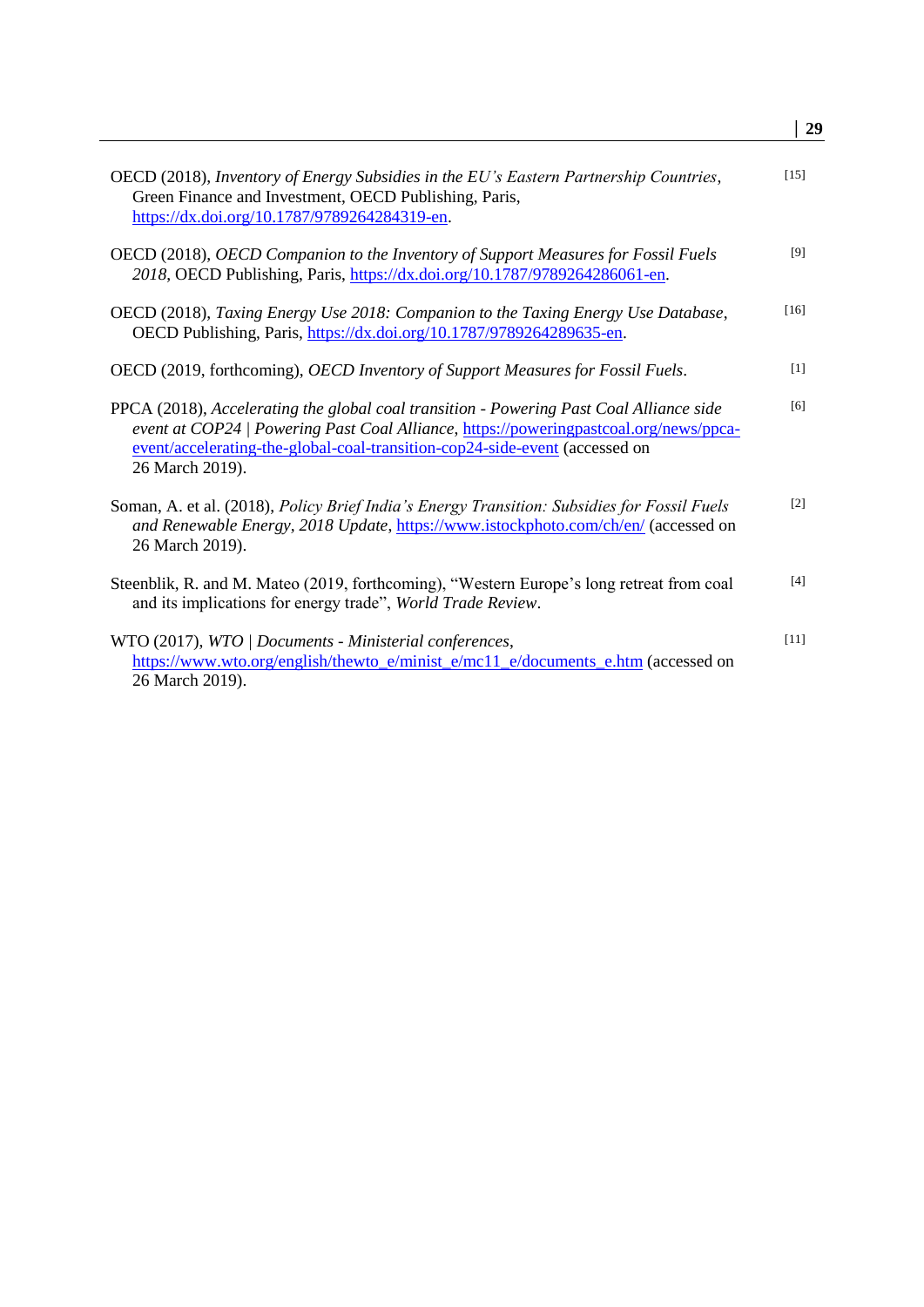OECD (2018), *Inventory of Energy Subsidies in the EU's Eastern Partnership Countries*, Green Finance and Investment, OECD Publishing, Paris, https://dx.doi.org/10.1787/9789264284319-en. [15]

OECD (2018), *OECD Companion to the Inventory of Support Measures for Fossil Fuels 2018*, OECD Publishing, Paris, https://dx.doi.org/10.1787/9789264286061-en. [9]

OECD (2018), *Taxing Energy Use 2018: Companion to the Taxing Energy Use Database*, OECD Publishing, Paris, https://dx.doi.org/10.1787/9789264289635-en. [16]

OECD (2019, forthcoming), *OECD Inventory of Support Measures for Fossil Fuels*. [1]

PPCA (2018), *Accelerating the global coal transition - Powering Past Coal Alliance side event at COP24 | Powering Past Coal Alliance*, https://poweringpastcoal.org/news/ppca-event/accelerating-the-global-coal-transition-cop24-side-event (accessed on 26 March 2019). [6]

Soman, A. et al. (2018), *Policy Brief India's Energy Transition: Subsidies for Fossil Fuels and Renewable Energy, 2018 Update*, https://www.istockphoto.com/ch/en/ (accessed on 26 March 2019). [2]

Steenblik, R. and M. Mateo (2019, forthcoming), "Western Europe's long retreat from coal and its implications for energy trade", *World Trade Review*. [4]

WTO (2017), *WTO | Documents - Ministerial conferences*, https://www.wto.org/english/thewto_e/minist_e/mc11_e/documents_e.htm (accessed on 26 March 2019). [11]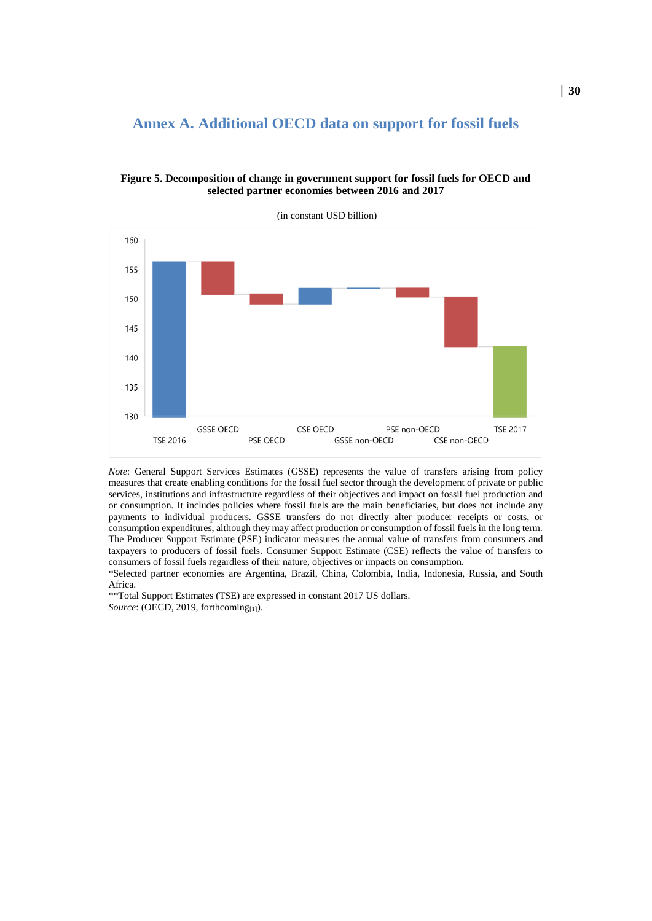# Annex A. Additional OECD data on support for fossil fuels

**Figure 5. Decomposition of change in government support for fossil fuels for OECD and selected partner economies between 2016 and 2017**

(in constant USD billion)

*Note*: General Support Services Estimates (GSSE) represents the value of transfers arising from policy measures that create enabling conditions for the fossil fuel sector through the development of private or public services, institutions and infrastructure regardless of their objectives and impact on fossil fuel production and or consumption. It includes policies where fossil fuels are the main beneficiaries, but does not include any payments to individual producers. GSSE transfers do not directly alter producer receipts or costs, or consumption expenditures, although they may affect production or consumption of fossil fuels in the long term. The Producer Support Estimate (PSE) indicator measures the annual value of transfers from consumers and taxpayers to producers of fossil fuels. Consumer Support Estimate (CSE) reflects the value of transfers to consumers of fossil fuels regardless of their nature, objectives or impacts on consumption.

*Selected partner economies are Argentina, Brazil, China, Colombia, India, Indonesia, Russia, and South Africa.

**Total Support Estimates (TSE) are expressed in constant 2017 US dollars.

*Source*: (OECD, 2019, forthcoming[1]).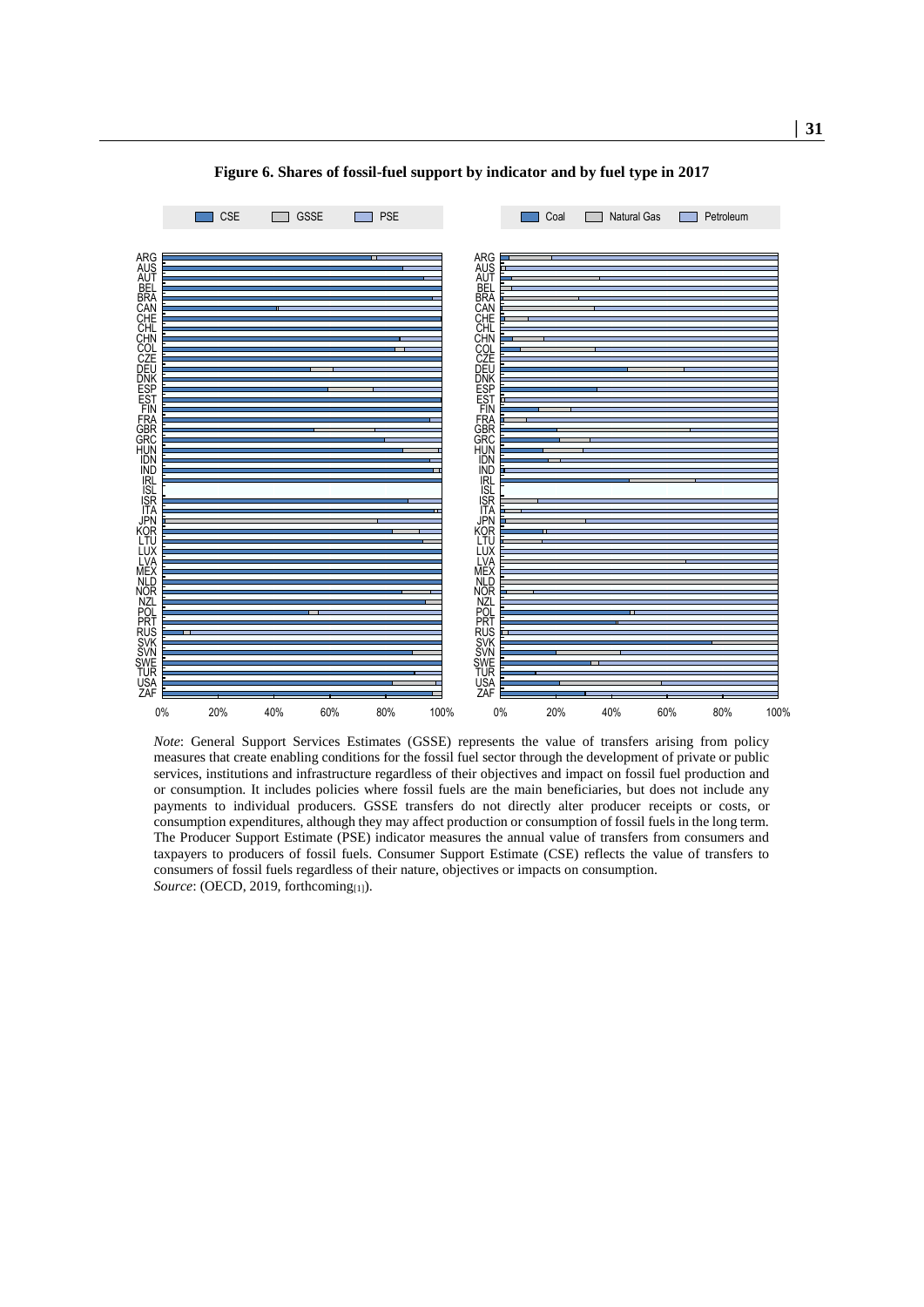**Figure 6. Shares of fossil-fuel support by indicator and by fuel type in 2017**

CSE GSSE PSE

Coal Natural Gas Petroleum

ARG
AUS
AUT
BEL
BRA
CAN
CHE
CHL
CHN
COL
CZE
DEU
DNK
ESP
EST
FIN
FRA
GBR
GRC
HUN
IDN
IND
IRL
ISL
ISR
ITA
JPN
KOR
LTU
LUX
LVA
MEX
NLD
NOR
NZL
POL
PRT
RUS
SVK
SVN
SWE
TUR
USA
ZAF

0% 20% 40% 60% 80% 100%

0% 20% 40% 60% 80% 100%

*Note*: General Support Services Estimates (GSSE) represents the value of transfers arising from policy measures that create enabling conditions for the fossil fuel sector through the development of private or public services, institutions and infrastructure regardless of their objectives and impact on fossil fuel production and or consumption. It includes policies where fossil fuels are the main beneficiaries, but does not include any payments to individual producers. GSSE transfers do not directly alter producer receipts or costs, or consumption expenditures, although they may affect production or consumption of fossil fuels in the long term. The Producer Support Estimate (PSE) indicator measures the annual value of transfers from consumers and taxpayers to producers of fossil fuels. Consumer Support Estimate (CSE) reflects the value of transfers to consumers of fossil fuels regardless of their nature, objectives or impacts on consumption.
*Source*: (OECD, 2019, forthcoming[1]).